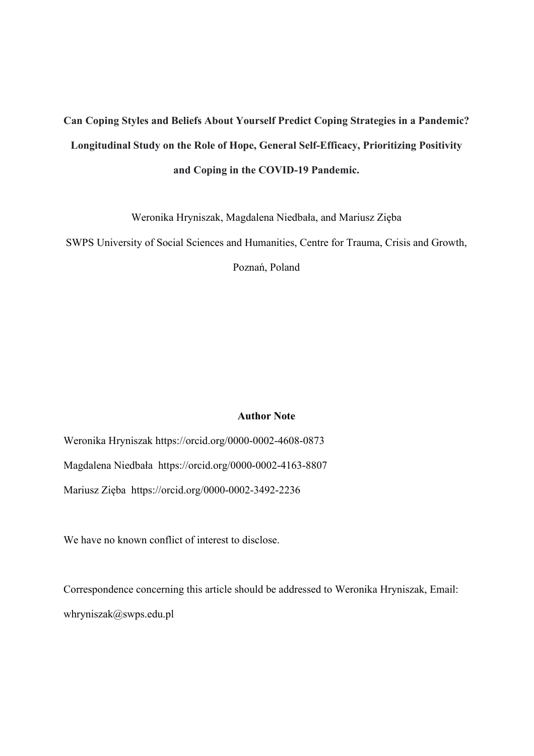# Can Coping Styles and Beliefs About Yourself Predict Coping Strategies in a Pandemic? Longitudinal Study on the Role of Hope, General Self-Efficacy, Prioritizing Positivity and Coping in the COVID-19 Pandemic.

Weronika Hryniszak, Magdalena Niedbała, and Mariusz Zięba

SWPS University of Social Sciences and Humanities, Centre for Trauma, Crisis and Growth, Poznań, Poland

## Author Note

Weronika Hryniszak https://orcid.org/0000-0002-4608-0873

Magdalena Niedbała https://orcid.org/0000-0002-4163-8807

Mariusz Zięba https://orcid.org/0000-0002-3492-2236

We have no known conflict of interest to disclose.

Correspondence concerning this article should be addressed to Weronika Hryniszak, Email: whryniszak@swps.edu.pl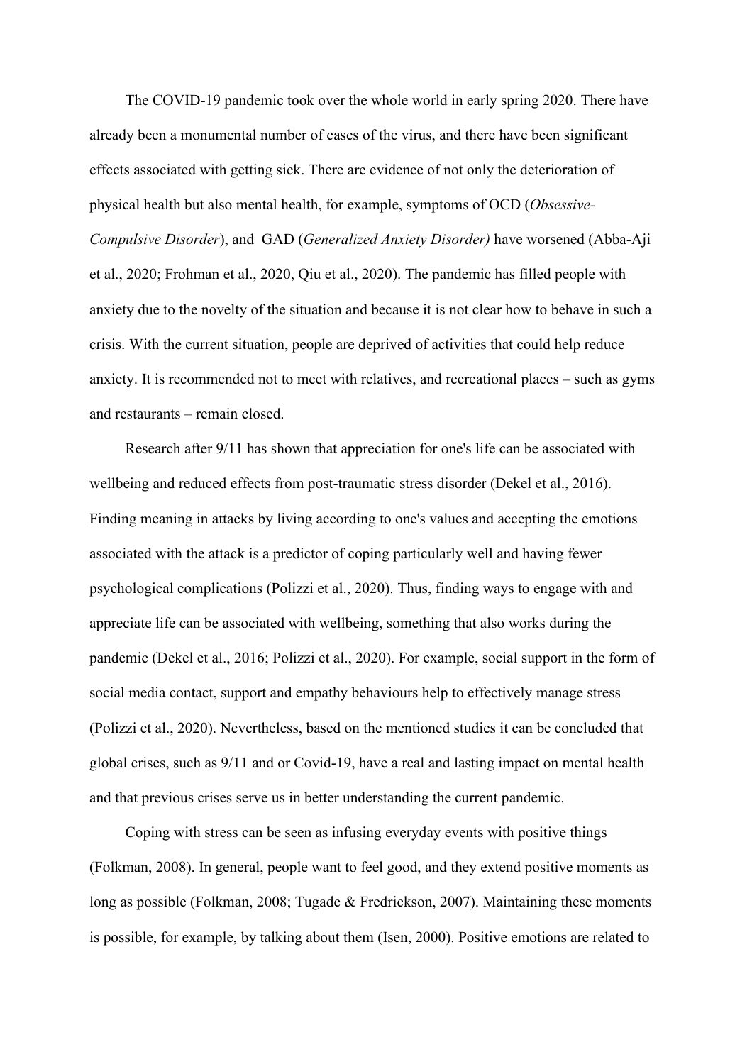The COVID-19 pandemic took over the whole world in early spring 2020. There have already been a monumental number of cases of the virus, and there have been significant effects associated with getting sick. There are evidence of not only the deterioration of physical health but also mental health, for example, symptoms of OCD (*Obsessive-Compulsive Disorder*), and GAD (*Generalized Anxiety Disorder)* have worsened (Abba-Aji et al., 2020; Frohman et al., 2020, Qiu et al., 2020). The pandemic has filled people with anxiety due to the novelty of the situation and because it is not clear how to behave in such a crisis. With the current situation, people are deprived of activities that could help reduce anxiety. It is recommended not to meet with relatives, and recreational places – such as gyms and restaurants – remain closed.

Research after 9/11 has shown that appreciation for one's life can be associated with wellbeing and reduced effects from post-traumatic stress disorder (Dekel et al., 2016). Finding meaning in attacks by living according to one's values and accepting the emotions associated with the attack is a predictor of coping particularly well and having fewer psychological complications (Polizzi et al., 2020). Thus, finding ways to engage with and appreciate life can be associated with wellbeing, something that also works during the pandemic (Dekel et al., 2016; Polizzi et al., 2020). For example, social support in the form of social media contact, support and empathy behaviours help to effectively manage stress (Polizzi et al., 2020). Nevertheless, based on the mentioned studies it can be concluded that global crises, such as 9/11 and or Covid-19, have a real and lasting impact on mental health and that previous crises serve us in better understanding the current pandemic.

Coping with stress can be seen as infusing everyday events with positive things (Folkman, 2008). In general, people want to feel good, and they extend positive moments as long as possible (Folkman, 2008; Tugade & Fredrickson, 2007). Maintaining these moments is possible, for example, by talking about them (Isen, 2000). Positive emotions are related to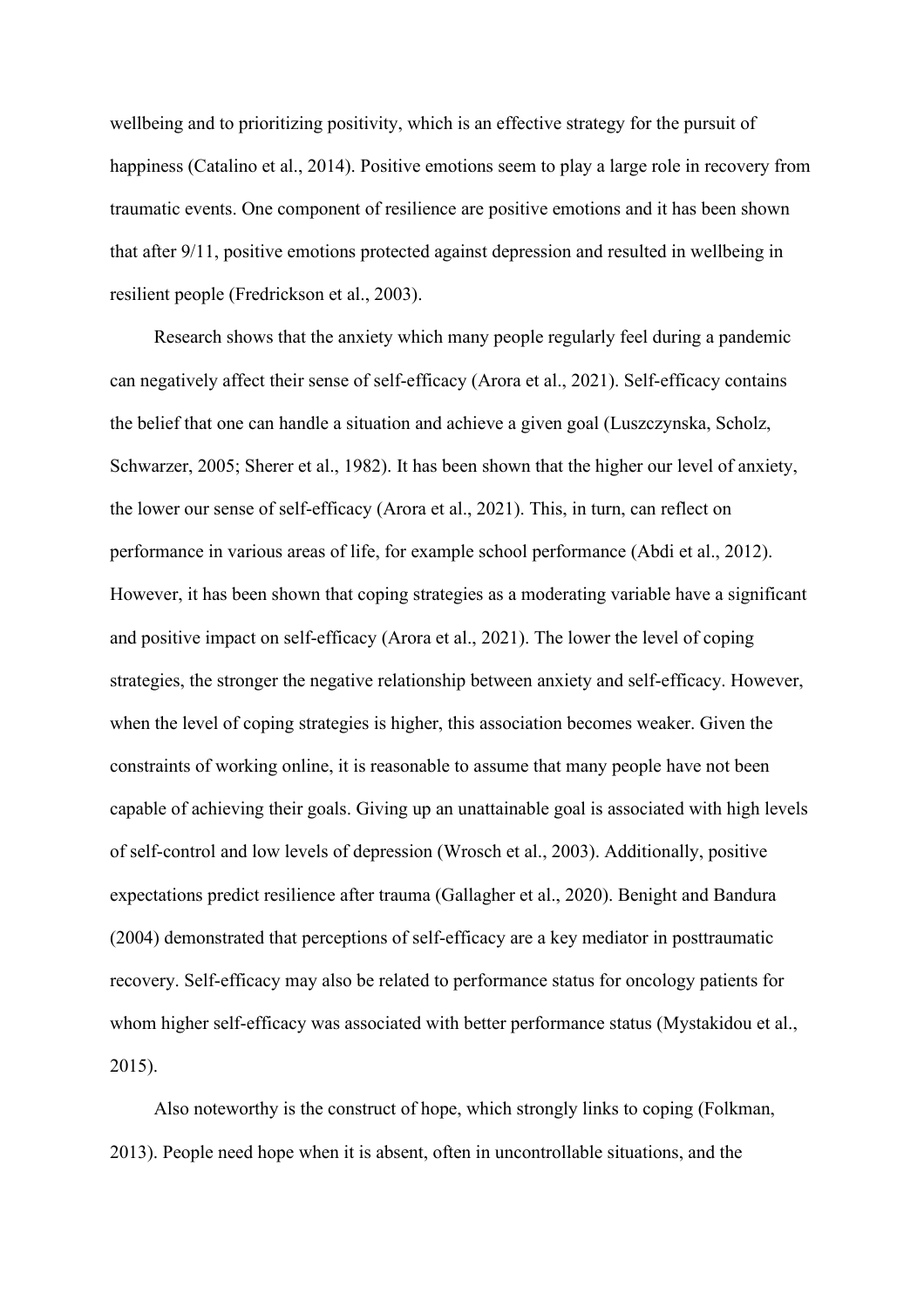wellbeing and to prioritizing positivity, which is an effective strategy for the pursuit of happiness (Catalino et al., 2014). Positive emotions seem to play a large role in recovery from traumatic events. One component of resilience are positive emotions and it has been shown that after 9/11, positive emotions protected against depression and resulted in wellbeing in resilient people (Fredrickson et al., 2003).

Research shows that the anxiety which many people regularly feel during a pandemic can negatively affect their sense of self-efficacy (Arora et al., 2021). Self-efficacy contains the belief that one can handle a situation and achieve a given goal (Luszczynska, Scholz, Schwarzer, 2005; Sherer et al., 1982). It has been shown that the higher our level of anxiety, the lower our sense of self-efficacy (Arora et al., 2021). This, in turn, can reflect on performance in various areas of life, for example school performance (Abdi et al., 2012). However, it has been shown that coping strategies as a moderating variable have a significant and positive impact on self-efficacy (Arora et al., 2021). The lower the level of coping strategies, the stronger the negative relationship between anxiety and self-efficacy. However, when the level of coping strategies is higher, this association becomes weaker. Given the constraints of working online, it is reasonable to assume that many people have not been capable of achieving their goals. Giving up an unattainable goal is associated with high levels of self-control and low levels of depression (Wrosch et al., 2003). Additionally, positive expectations predict resilience after trauma (Gallagher et al., 2020). Benight and Bandura (2004) demonstrated that perceptions of self-efficacy are a key mediator in posttraumatic recovery. Self-efficacy may also be related to performance status for oncology patients for whom higher self-efficacy was associated with better performance status (Mystakidou et al., 2015).

Also noteworthy is the construct of hope, which strongly links to coping (Folkman, 2013). People need hope when it is absent, often in uncontrollable situations, and the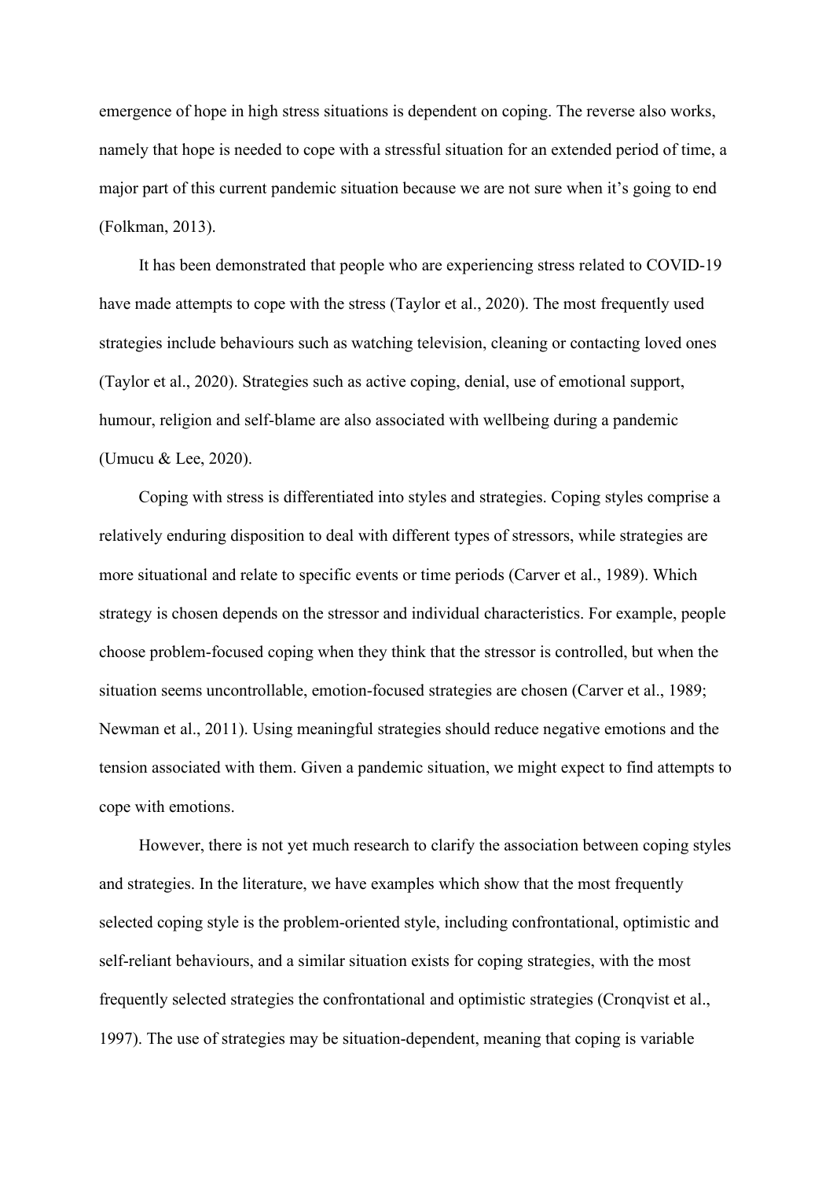emergence of hope in high stress situations is dependent on coping. The reverse also works, namely that hope is needed to cope with a stressful situation for an extended period of time, a major part of this current pandemic situation because we are not sure when it's going to end (Folkman, 2013).

It has been demonstrated that people who are experiencing stress related to COVID-19 have made attempts to cope with the stress (Taylor et al., 2020). The most frequently used strategies include behaviours such as watching television, cleaning or contacting loved ones (Taylor et al., 2020). Strategies such as active coping, denial, use of emotional support, humour, religion and self-blame are also associated with wellbeing during a pandemic (Umucu & Lee, 2020).

Coping with stress is differentiated into styles and strategies. Coping styles comprise a relatively enduring disposition to deal with different types of stressors, while strategies are more situational and relate to specific events or time periods (Carver et al., 1989). Which strategy is chosen depends on the stressor and individual characteristics. For example, people choose problem-focused coping when they think that the stressor is controlled, but when the situation seems uncontrollable, emotion-focused strategies are chosen (Carver et al., 1989; Newman et al., 2011). Using meaningful strategies should reduce negative emotions and the tension associated with them. Given a pandemic situation, we might expect to find attempts to cope with emotions.

However, there is not yet much research to clarify the association between coping styles and strategies. In the literature, we have examples which show that the most frequently selected coping style is the problem-oriented style, including confrontational, optimistic and self-reliant behaviours, and a similar situation exists for coping strategies, with the most frequently selected strategies the confrontational and optimistic strategies (Cronqvist et al., 1997). The use of strategies may be situation-dependent, meaning that coping is variable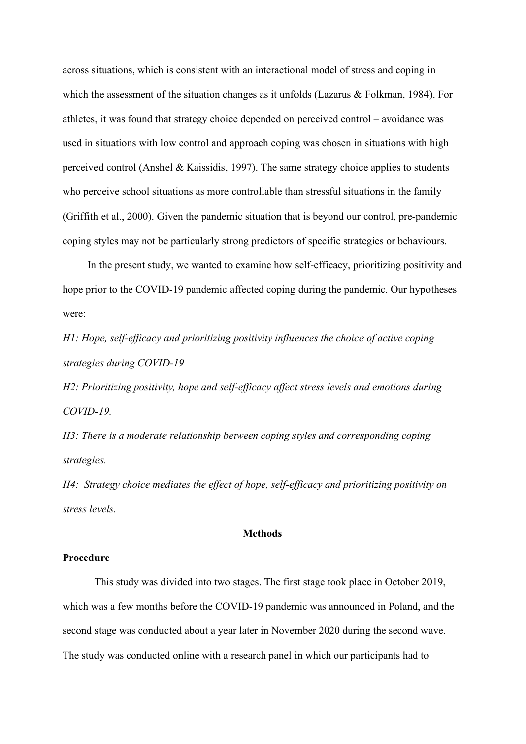across situations, which is consistent with an interactional model of stress and coping in which the assessment of the situation changes as it unfolds (Lazarus & Folkman, 1984). For athletes, it was found that strategy choice depended on perceived control – avoidance was used in situations with low control and approach coping was chosen in situations with high perceived control (Anshel & Kaissidis, 1997). The same strategy choice applies to students who perceive school situations as more controllable than stressful situations in the family (Griffith et al., 2000). Given the pandemic situation that is beyond our control, pre-pandemic coping styles may not be particularly strong predictors of specific strategies or behaviours.

In the present study, we wanted to examine how self-efficacy, prioritizing positivity and hope prior to the COVID-19 pandemic affected coping during the pandemic. Our hypotheses were:

*H1: Hope, self-efficacy and prioritizing positivity influences the choice of active coping strategies during COVID-19*

*H2: Prioritizing positivity, hope and self-efficacy affect stress levels and emotions during COVID-19.*

*H3: There is a moderate relationship between coping styles and corresponding coping strategies.*

*H4: Strategy choice mediates the effect of hope, self-efficacy and prioritizing positivity on stress levels.*

## Methods

### Procedure

This study was divided into two stages. The first stage took place in October 2019, which was a few months before the COVID-19 pandemic was announced in Poland, and the second stage was conducted about a year later in November 2020 during the second wave. The study was conducted online with a research panel in which our participants had to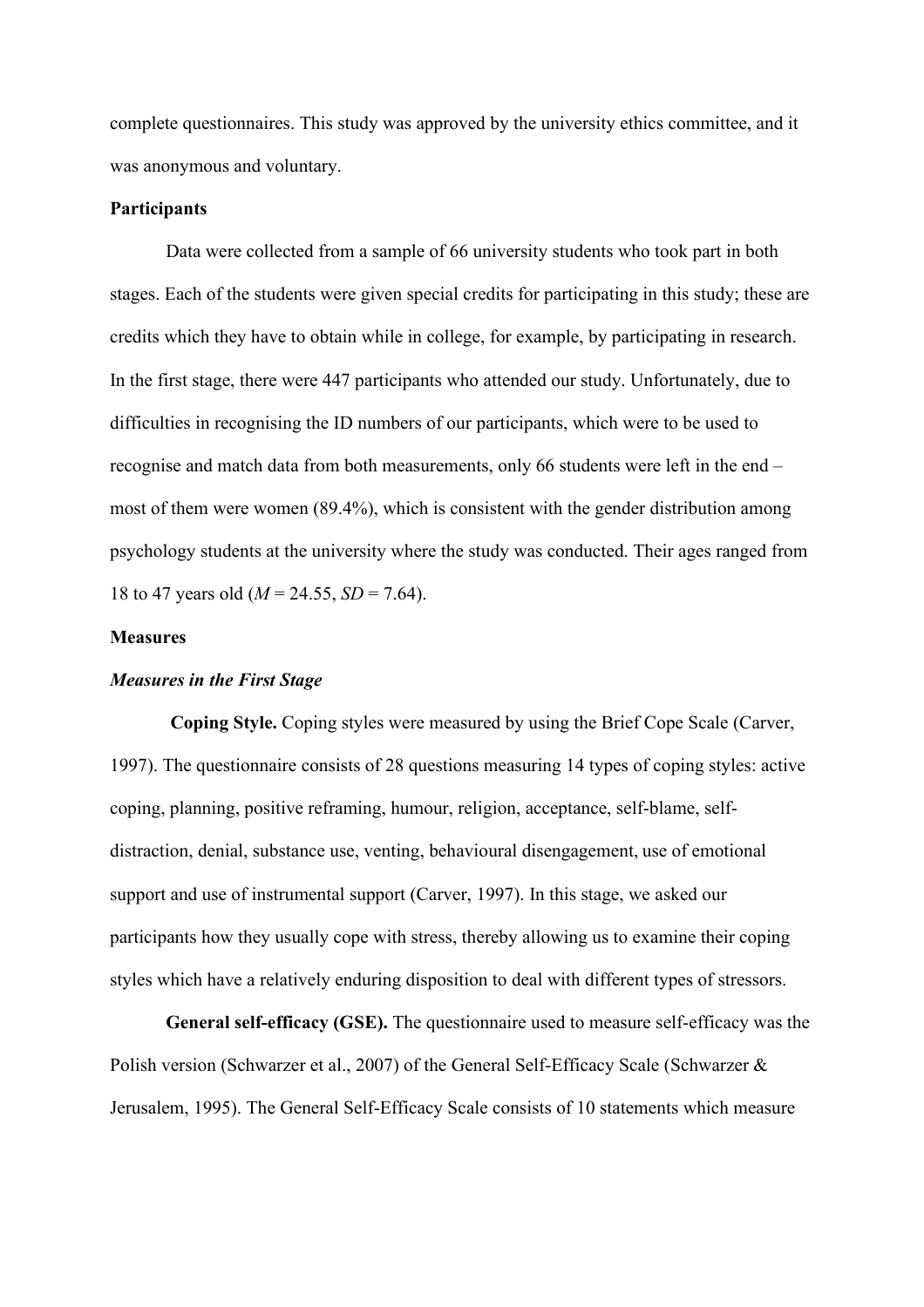complete questionnaires. This study was approved by the university ethics committee, and it was anonymous and voluntary.

## Participants

Data were collected from a sample of 66 university students who took part in both stages. Each of the students were given special credits for participating in this study; these are credits which they have to obtain while in college, for example, by participating in research. In the first stage, there were 447 participants who attended our study. Unfortunately, due to difficulties in recognising the ID numbers of our participants, which were to be used to recognise and match data from both measurements, only 66 students were left in the end – most of them were women (89.4%), which is consistent with the gender distribution among psychology students at the university where the study was conducted. Their ages ranged from 18 to 47 years old (*M* = 24.55, *SD* = 7.64).

## Measures

### *Measures in the First Stage*

**Coping Style.** Coping styles were measured by using the Brief Cope Scale (Carver, 1997). The questionnaire consists of 28 questions measuring 14 types of coping styles: active coping, planning, positive reframing, humour, religion, acceptance, self-blame, self-distraction, denial, substance use, venting, behavioural disengagement, use of emotional support and use of instrumental support (Carver, 1997). In this stage, we asked our participants how they usually cope with stress, thereby allowing us to examine their coping styles which have a relatively enduring disposition to deal with different types of stressors.

**General self-efficacy (GSE).** The questionnaire used to measure self-efficacy was the Polish version (Schwarzer et al., 2007) of the General Self-Efficacy Scale (Schwarzer & Jerusalem, 1995). The General Self-Efficacy Scale consists of 10 statements which measure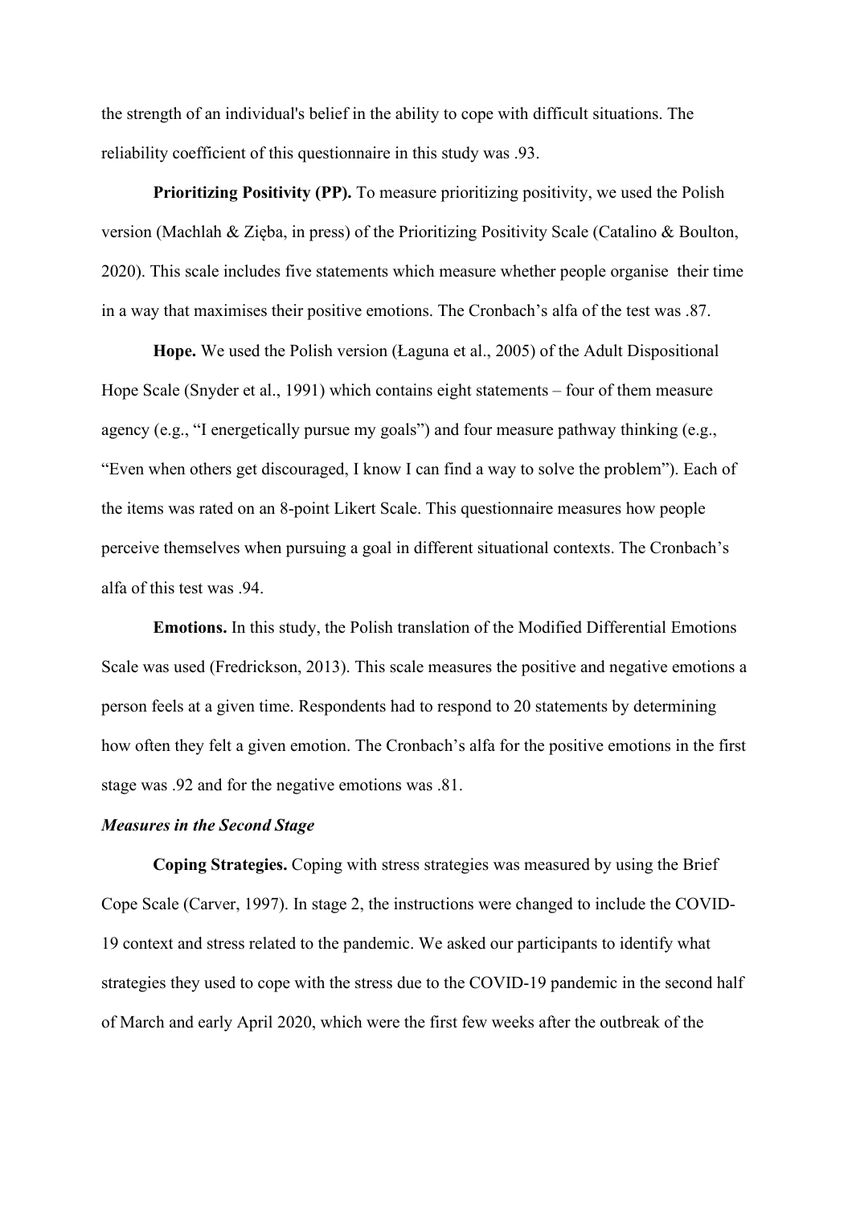the strength of an individual's belief in the ability to cope with difficult situations. The reliability coefficient of this questionnaire in this study was .93.

**Prioritizing Positivity (PP).** To measure prioritizing positivity, we used the Polish version (Machlah & Zięba, in press) of the Prioritizing Positivity Scale (Catalino & Boulton, 2020). This scale includes five statements which measure whether people organise their time in a way that maximises their positive emotions. The Cronbach's alfa of the test was .87.

**Hope.** We used the Polish version (Łaguna et al., 2005) of the Adult Dispositional Hope Scale (Snyder et al., 1991) which contains eight statements – four of them measure agency (e.g., "I energetically pursue my goals") and four measure pathway thinking (e.g., "Even when others get discouraged, I know I can find a way to solve the problem"). Each of the items was rated on an 8-point Likert Scale. This questionnaire measures how people perceive themselves when pursuing a goal in different situational contexts. The Cronbach's alfa of this test was .94.

**Emotions.** In this study, the Polish translation of the Modified Differential Emotions Scale was used (Fredrickson, 2013). This scale measures the positive and negative emotions a person feels at a given time. Respondents had to respond to 20 statements by determining how often they felt a given emotion. The Cronbach's alfa for the positive emotions in the first stage was .92 and for the negative emotions was .81.

***Measures in the Second Stage***

**Coping Strategies.** Coping with stress strategies was measured by using the Brief Cope Scale (Carver, 1997). In stage 2, the instructions were changed to include the COVID-19 context and stress related to the pandemic. We asked our participants to identify what strategies they used to cope with the stress due to the COVID-19 pandemic in the second half of March and early April 2020, which were the first few weeks after the outbreak of the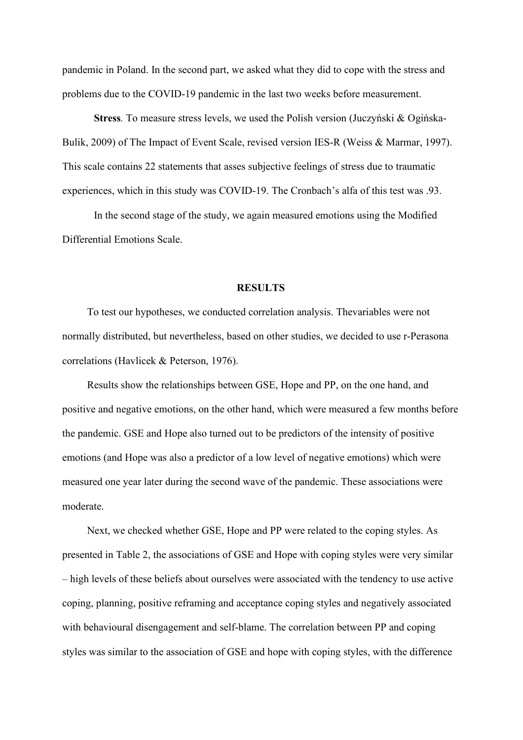pandemic in Poland. In the second part, we asked what they did to cope with the stress and problems due to the COVID-19 pandemic in the last two weeks before measurement.

**Stress**. To measure stress levels, we used the Polish version (Juczyński & Ogińska-Bulik, 2009) of The Impact of Event Scale, revised version IES-R (Weiss & Marmar, 1997). This scale contains 22 statements that asses subjective feelings of stress due to traumatic experiences, which in this study was COVID-19. The Cronbach's alfa of this test was .93.

In the second stage of the study, we again measured emotions using the Modified Differential Emotions Scale.

## RESULTS

To test our hypotheses, we conducted correlation analysis. Thevariables were not normally distributed, but nevertheless, based on other studies, we decided to use r-Perasona correlations (Havlicek & Peterson, 1976).

Results show the relationships between GSE, Hope and PP, on the one hand, and positive and negative emotions, on the other hand, which were measured a few months before the pandemic. GSE and Hope also turned out to be predictors of the intensity of positive emotions (and Hope was also a predictor of a low level of negative emotions) which were measured one year later during the second wave of the pandemic. These associations were moderate.

Next, we checked whether GSE, Hope and PP were related to the coping styles. As presented in Table 2, the associations of GSE and Hope with coping styles were very similar – high levels of these beliefs about ourselves were associated with the tendency to use active coping, planning, positive reframing and acceptance coping styles and negatively associated with behavioural disengagement and self-blame. The correlation between PP and coping styles was similar to the association of GSE and hope with coping styles, with the difference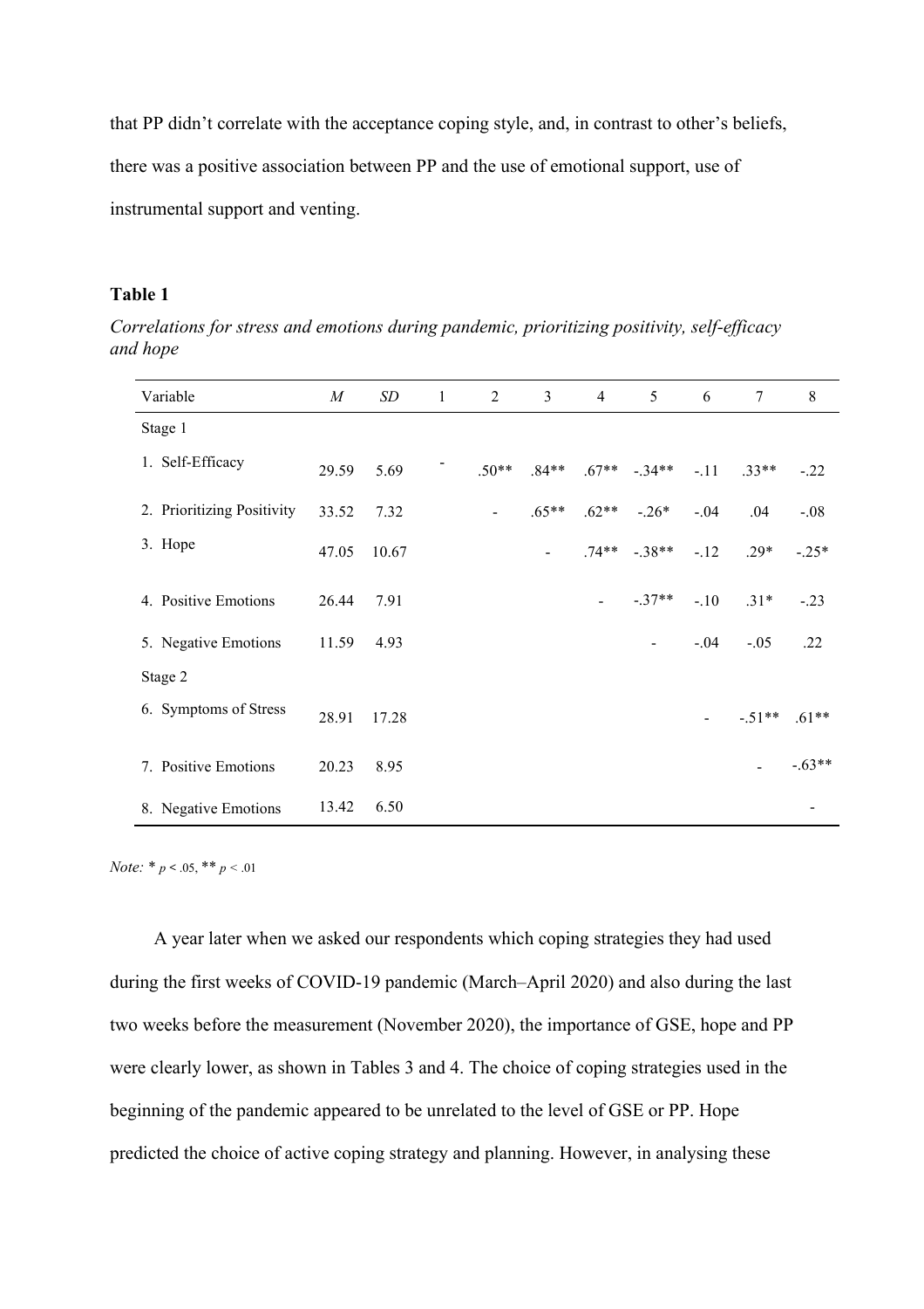that PP didn't correlate with the acceptance coping style, and, in contrast to other's beliefs, there was a positive association between PP and the use of emotional support, use of instrumental support and venting.

**Table 1**

*Correlations for stress and emotions during pandemic, prioritizing positivity, self-efficacy and hope*

| Variable | *M* | *SD* | 1 | 2 | 3 | 4 | 5 | 6 | 7 | 8 |
|---|---|---|---|---|---|---|---|---|---|---|
| Stage 1 | | | | | | | | | | |
| 1. Self-Efficacy | 29.59 | 5.69 | - | .50** | .84** | .67** | -.34** | -.11 | .33** | -.22 |
| 2. Prioritizing Positivity | 33.52 | 7.32 | | - | .65** | .62** | -.26* | -.04 | .04 | -.08 |
| 3. Hope | 47.05 | 10.67 | | | - | .74** | -.38** | -.12 | .29* | -.25* |
| 4. Positive Emotions | 26.44 | 7.91 | | | | - | -.37** | -.10 | .31* | -.23 |
| 5. Negative Emotions | 11.59 | 4.93 | | | | | - | -.04 | -.05 | .22 |
| Stage 2 | | | | | | | | | | |
| 6. Symptoms of Stress | 28.91 | 17.28 | | | | | | - | -.51** | .61** |
| 7. Positive Emotions | 20.23 | 8.95 | | | | | | | - | -.63** |
| 8. Negative Emotions | 13.42 | 6.50 | | | | | | | | - |

*Note:* * $p < .05$, ** $p < .01$

A year later when we asked our respondents which coping strategies they had used during the first weeks of COVID-19 pandemic (March–April 2020) and also during the last two weeks before the measurement (November 2020), the importance of GSE, hope and PP were clearly lower, as shown in Tables 3 and 4. The choice of coping strategies used in the beginning of the pandemic appeared to be unrelated to the level of GSE or PP. Hope predicted the choice of active coping strategy and planning. However, in analysing these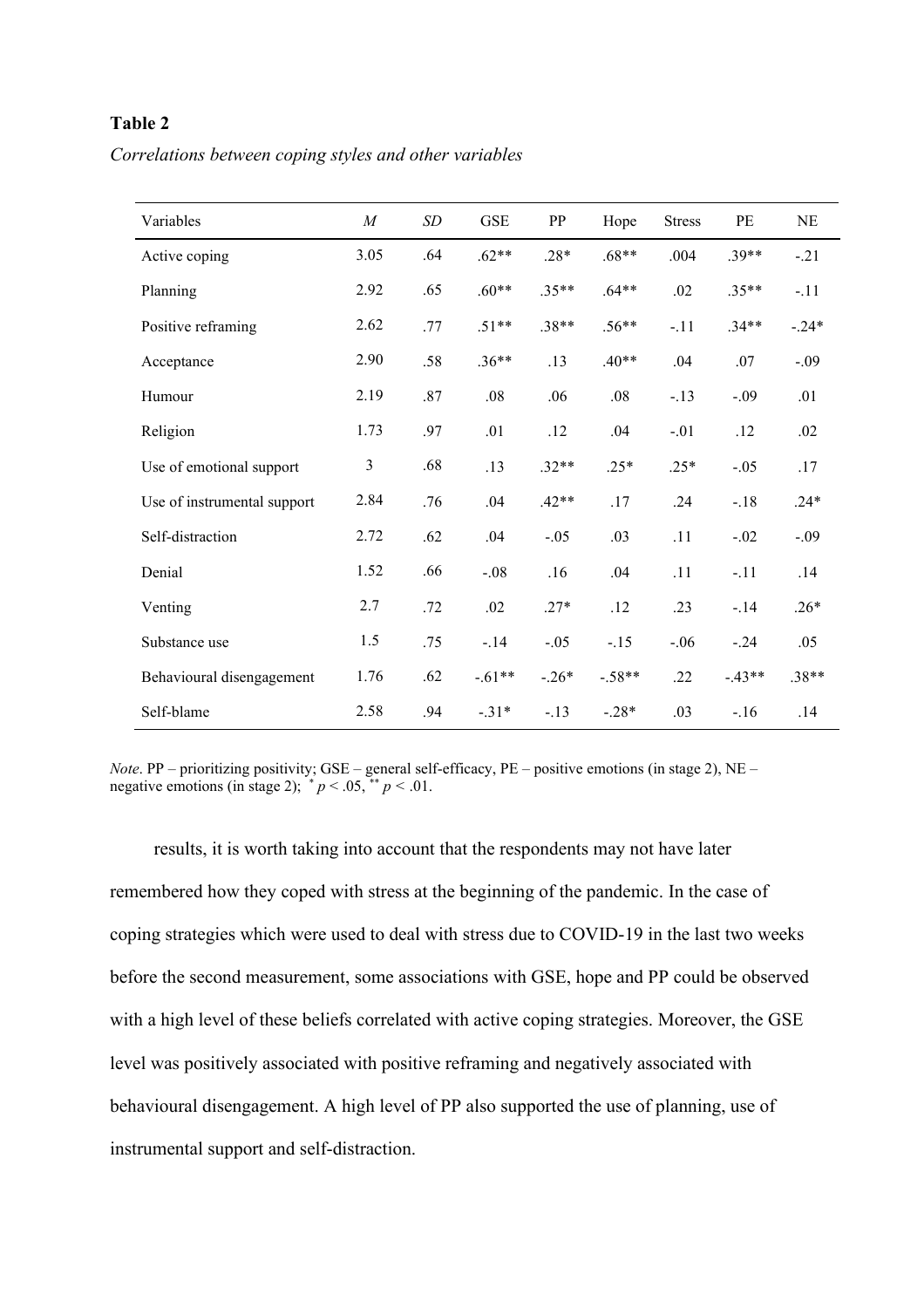**Table 2**

*Correlations between coping styles and other variables*

| Variables | *M* | *SD* | GSE | PP | Hope | Stress | PE | NE |
|---|---|---|---|---|---|---|---|---|
| Active coping | 3.05 | .64 | .62** | .28* | .68** | .004 | .39** | -.21 |
| Planning | 2.92 | .65 | .60** | .35** | .64** | .02 | .35** | -.11 |
| Positive reframing | 2.62 | .77 | .51** | .38** | .56** | -.11 | .34** | -.24* |
| Acceptance | 2.90 | .58 | .36** | .13 | .40** | .04 | .07 | -.09 |
| Humour | 2.19 | .87 | .08 | .06 | .08 | -.13 | -.09 | .01 |
| Religion | 1.73 | .97 | .01 | .12 | .04 | -.01 | .12 | .02 |
| Use of emotional support | 3 | .68 | .13 | .32** | .25* | .25* | -.05 | .17 |
| Use of instrumental support | 2.84 | .76 | .04 | .42** | .17 | .24 | -.18 | .24* |
| Self-distraction | 2.72 | .62 | .04 | -.05 | .03 | .11 | -.02 | -.09 |
| Denial | 1.52 | .66 | -.08 | .16 | .04 | .11 | -.11 | .14 |
| Venting | 2.7 | .72 | .02 | .27* | .12 | .23 | -.14 | .26* |
| Substance use | 1.5 | .75 | -.14 | -.05 | -.15 | -.06 | -.24 | .05 |
| Behavioural disengagement | 1.76 | .62 | -.61** | -.26* | -.58** | .22 | -.43** | .38** |
| Self-blame | 2.58 | .94 | -.31* | -.13 | -.28* | .03 | -.16 | .14 |

*Note*. PP – prioritizing positivity; GSE – general self-efficacy, PE – positive emotions (in stage 2), NE – negative emotions (in stage 2); * $p < .05$, ** $p < .01$.

results, it is worth taking into account that the respondents may not have later remembered how they coped with stress at the beginning of the pandemic. In the case of coping strategies which were used to deal with stress due to COVID-19 in the last two weeks before the second measurement, some associations with GSE, hope and PP could be observed with a high level of these beliefs correlated with active coping strategies. Moreover, the GSE level was positively associated with positive reframing and negatively associated with behavioural disengagement. A high level of PP also supported the use of planning, use of instrumental support and self-distraction.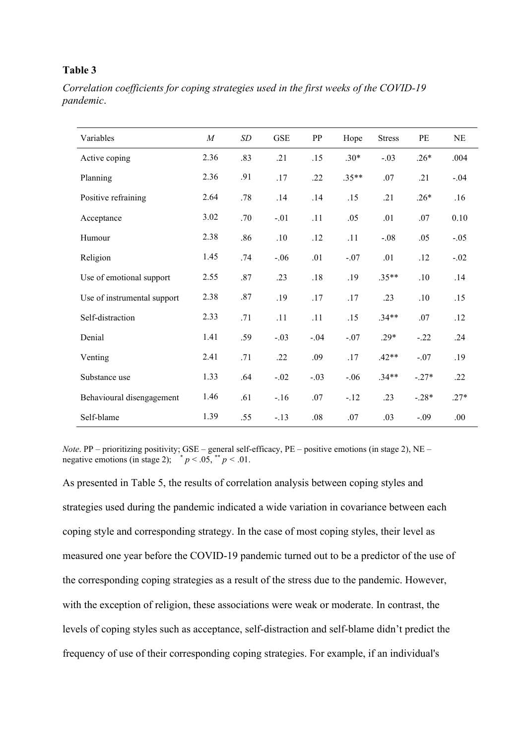**Table 3**

*Correlation coefficients for coping strategies used in the first weeks of the COVID-19 pandemic*.

| Variables | *M* | *SD* | GSE | PP | Hope | Stress | PE | NE |
|---|---|---|---|---|---|---|---|---|
| Active coping | 2.36 | .83 | .21 | .15 | .30* | -.03 | .26* | .004 |
| Planning | 2.36 | .91 | .17 | .22 | .35** | .07 | .21 | -.04 |
| Positive refraining | 2.64 | .78 | .14 | .14 | .15 | .21 | .26* | .16 |
| Acceptance | 3.02 | .70 | -.01 | .11 | .05 | .01 | .07 | 0.10 |
| Humour | 2.38 | .86 | .10 | .12 | .11 | -.08 | .05 | -.05 |
| Religion | 1.45 | .74 | -.06 | .01 | -.07 | .01 | .12 | -.02 |
| Use of emotional support | 2.55 | .87 | .23 | .18 | .19 | .35** | .10 | .14 |
| Use of instrumental support | 2.38 | .87 | .19 | .17 | .17 | .23 | .10 | .15 |
| Self-distraction | 2.33 | .71 | .11 | .11 | .15 | .34** | .07 | .12 |
| Denial | 1.41 | .59 | -.03 | -.04 | -.07 | .29* | -.22 | .24 |
| Venting | 2.41 | .71 | .22 | .09 | .17 | .42** | -.07 | .19 |
| Substance use | 1.33 | .64 | -.02 | -.03 | -.06 | .34** | -.27* | .22 |
| Behavioural disengagement | 1.46 | .61 | -.16 | .07 | -.12 | .23 | -.28* | .27* |
| Self-blame | 1.39 | .55 | -.13 | .08 | .07 | .03 | -.09 | .00 |

*Note*. PP – prioritizing positivity; GSE – general self-efficacy, PE – positive emotions (in stage 2), NE – negative emotions (in stage 2); * $p < .05$, ** $p < .01$.

As presented in Table 5, the results of correlation analysis between coping styles and strategies used during the pandemic indicated a wide variation in covariance between each coping style and corresponding strategy. In the case of most coping styles, their level as measured one year before the COVID-19 pandemic turned out to be a predictor of the use of the corresponding coping strategies as a result of the stress due to the pandemic. However, with the exception of religion, these associations were weak or moderate. In contrast, the levels of coping styles such as acceptance, self-distraction and self-blame didn't predict the frequency of use of their corresponding coping strategies. For example, if an individual's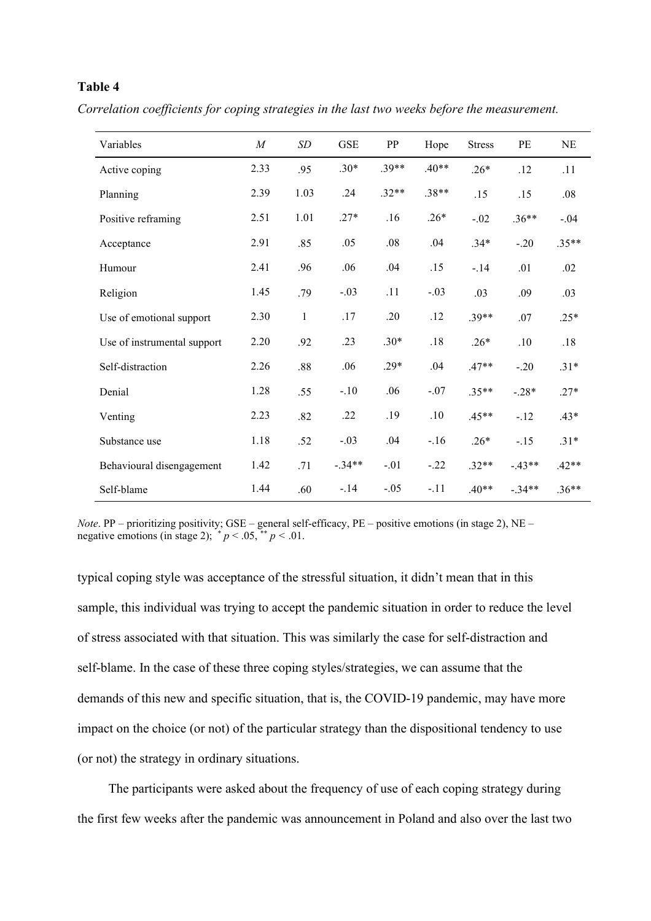**Table 4**

*Correlation coefficients for coping strategies in the last two weeks before the measurement.*

| Variables | *M* | *SD* | GSE | PP | Hope | Stress | PE | NE |
|---|---|---|---|---|---|---|---|---|
| Active coping | 2.33 | .95 | .30* | .39** | .40** | .26* | .12 | .11 |
| Planning | 2.39 | 1.03 | .24 | .32** | .38** | .15 | .15 | .08 |
| Positive reframing | 2.51 | 1.01 | .27* | .16 | .26* | -.02 | .36** | -.04 |
| Acceptance | 2.91 | .85 | .05 | .08 | .04 | .34* | -.20 | .35** |
| Humour | 2.41 | .96 | .06 | .04 | .15 | -.14 | .01 | .02 |
| Religion | 1.45 | .79 | -.03 | .11 | -.03 | .03 | .09 | .03 |
| Use of emotional support | 2.30 | 1 | .17 | .20 | .12 | .39** | .07 | .25* |
| Use of instrumental support | 2.20 | .92 | .23 | .30* | .18 | .26* | .10 | .18 |
| Self-distraction | 2.26 | .88 | .06 | .29* | .04 | .47** | -.20 | .31* |
| Denial | 1.28 | .55 | -.10 | .06 | -.07 | .35** | -.28* | .27* |
| Venting | 2.23 | .82 | .22 | .19 | .10 | .45** | -.12 | .43* |
| Substance use | 1.18 | .52 | -.03 | .04 | -.16 | .26* | -.15 | .31* |
| Behavioural disengagement | 1.42 | .71 | -.34** | -.01 | -.22 | .32** | -.43** | .42** |
| Self-blame | 1.44 | .60 | -.14 | -.05 | -.11 | .40** | -.34** | .36** |

*Note*. PP – prioritizing positivity; GSE – general self-efficacy, PE – positive emotions (in stage 2), NE – negative emotions (in stage 2); $^{*}p < .05$, $^{**}p < .01$.

typical coping style was acceptance of the stressful situation, it didn't mean that in this sample, this individual was trying to accept the pandemic situation in order to reduce the level of stress associated with that situation. This was similarly the case for self-distraction and self-blame. In the case of these three coping styles/strategies, we can assume that the demands of this new and specific situation, that is, the COVID-19 pandemic, may have more impact on the choice (or not) of the particular strategy than the dispositional tendency to use (or not) the strategy in ordinary situations.

The participants were asked about the frequency of use of each coping strategy during the first few weeks after the pandemic was announcement in Poland and also over the last two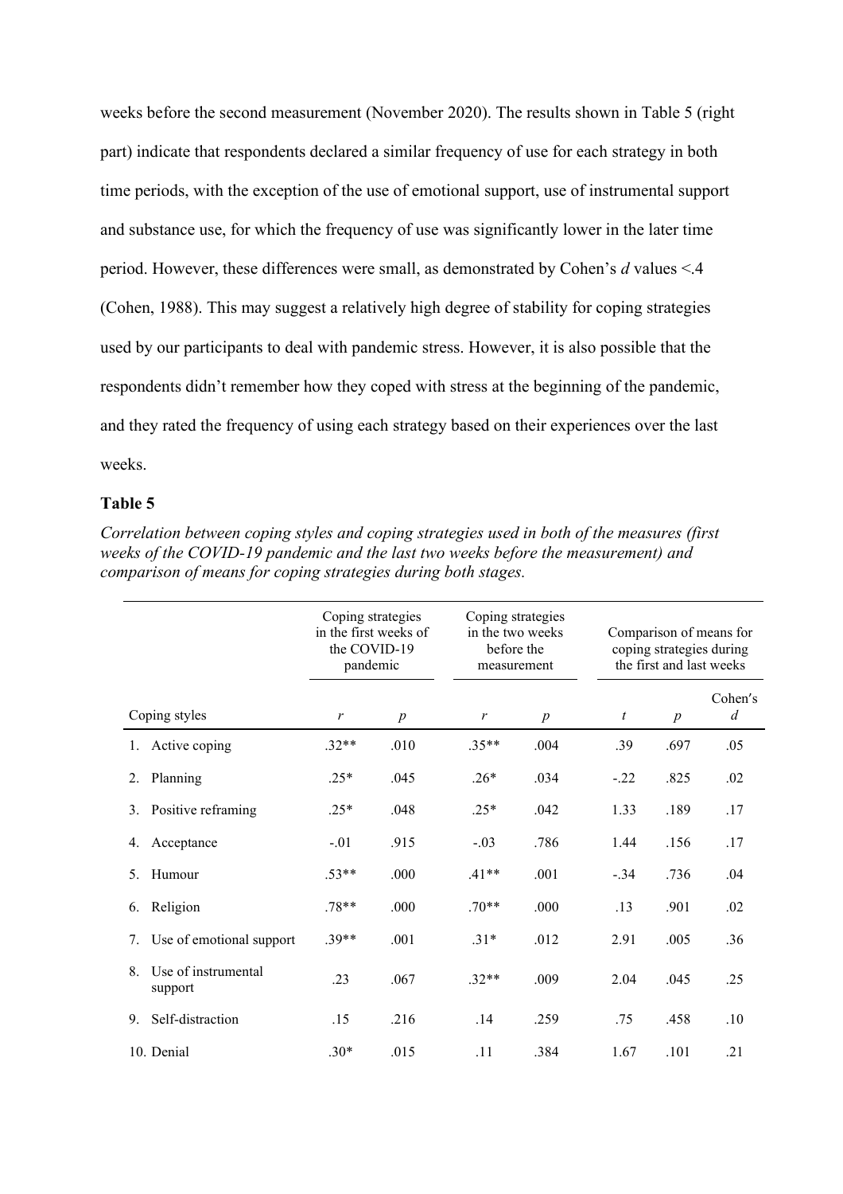weeks before the second measurement (November 2020). The results shown in Table 5 (right part) indicate that respondents declared a similar frequency of use for each strategy in both time periods, with the exception of the use of emotional support, use of instrumental support and substance use, for which the frequency of use was significantly lower in the later time period. However, these differences were small, as demonstrated by Cohen's *d* values <.4 (Cohen, 1988). This may suggest a relatively high degree of stability for coping strategies used by our participants to deal with pandemic stress. However, it is also possible that the respondents didn't remember how they coped with stress at the beginning of the pandemic, and they rated the frequency of using each strategy based on their experiences over the last weeks.

**Table 5**

*Correlation between coping styles and coping strategies used in both of the measures (first weeks of the COVID-19 pandemic and the last two weeks before the measurement) and comparison of means for coping strategies during both stages.*

| | Coping strategies in the first weeks of the COVID-19 pandemic | | Coping strategies in the two weeks before the measurement | | Comparison of means for coping strategies during the first and last weeks | | |
|---|---|---|---|---|---|---|---|
| Coping styles | *r* | *p* | *r* | *p* | *t* | *p* | Cohen's *d* |
| 1. Active coping | .32** | .010 | .35** | .004 | .39 | .697 | .05 |
| 2. Planning | .25* | .045 | .26* | .034 | -.22 | .825 | .02 |
| 3. Positive reframing | .25* | .048 | .25* | .042 | 1.33 | .189 | .17 |
| 4. Acceptance | -.01 | .915 | -.03 | .786 | 1.44 | .156 | .17 |
| 5. Humour | .53** | .000 | .41** | .001 | -.34 | .736 | .04 |
| 6. Religion | .78** | .000 | .70** | .000 | .13 | .901 | .02 |
| 7. Use of emotional support | .39** | .001 | .31* | .012 | 2.91 | .005 | .36 |
| 8. Use of instrumental support | .23 | .067 | .32** | .009 | 2.04 | .045 | .25 |
| 9. Self-distraction | .15 | .216 | .14 | .259 | .75 | .458 | .10 |
| 10. Denial | .30* | .015 | .11 | .384 | 1.67 | .101 | .21 |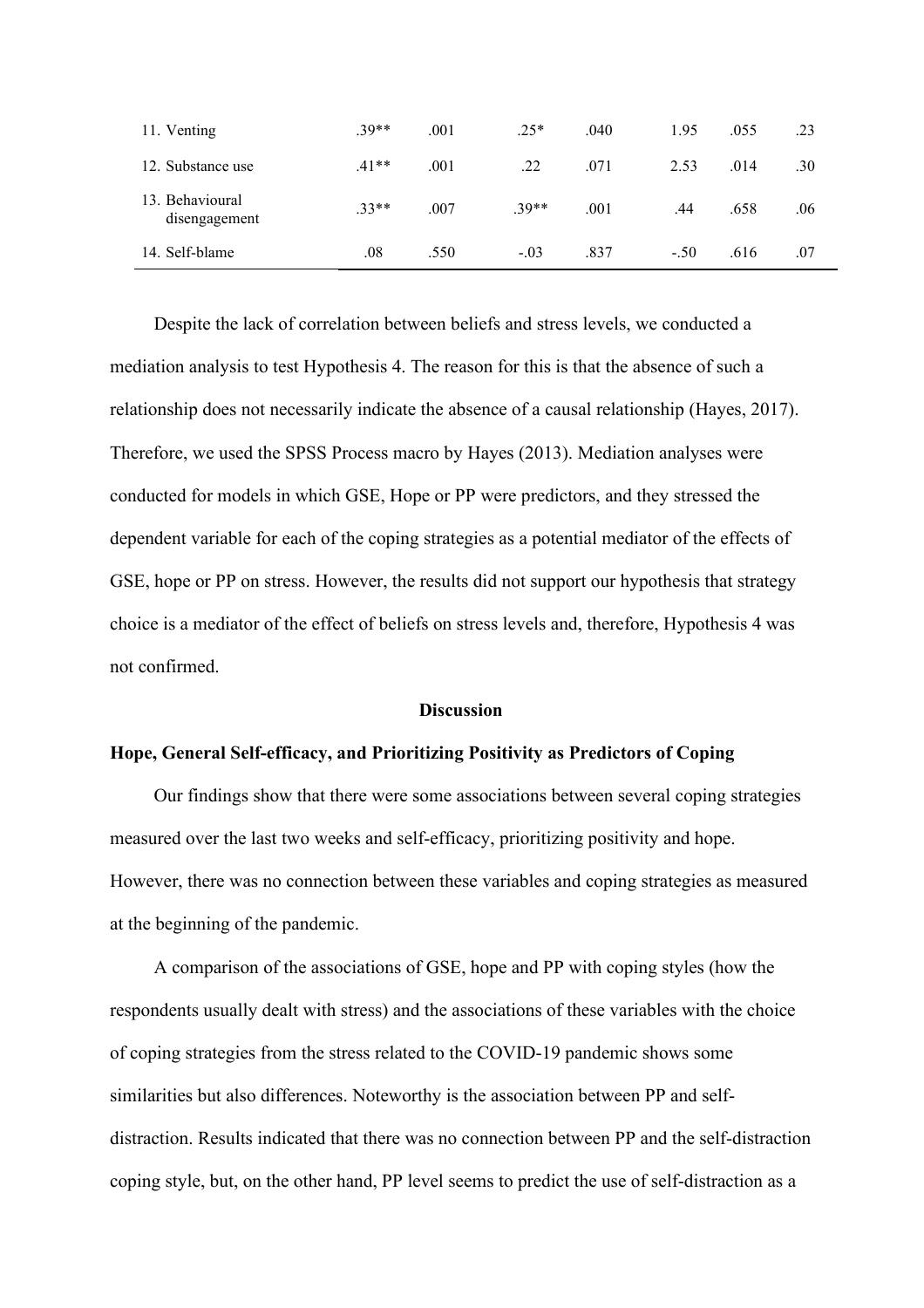| | | | | | | | |
|---|---|---|---|---|---|---|---|
| 11. Venting | .39** | .001 | .25* | .040 | 1.95 | .055 | .23 |
| 12. Substance use | .41** | .001 | .22 | .071 | 2.53 | .014 | .30 |
| 13. Behavioural disengagement | .33** | .007 | .39** | .001 | .44 | .658 | .06 |
| 14. Self-blame | .08 | .550 | -.03 | .837 | -.50 | .616 | .07 |

Despite the lack of correlation between beliefs and stress levels, we conducted a mediation analysis to test Hypothesis 4. The reason for this is that the absence of such a relationship does not necessarily indicate the absence of a causal relationship (Hayes, 2017). Therefore, we used the SPSS Process macro by Hayes (2013). Mediation analyses were conducted for models in which GSE, Hope or PP were predictors, and they stressed the dependent variable for each of the coping strategies as a potential mediator of the effects of GSE, hope or PP on stress. However, the results did not support our hypothesis that strategy choice is a mediator of the effect of beliefs on stress levels and, therefore, Hypothesis 4 was not confirmed.

## Discussion

### Hope, General Self-efficacy, and Prioritizing Positivity as Predictors of Coping

Our findings show that there were some associations between several coping strategies measured over the last two weeks and self-efficacy, prioritizing positivity and hope. However, there was no connection between these variables and coping strategies as measured at the beginning of the pandemic.

A comparison of the associations of GSE, hope and PP with coping styles (how the respondents usually dealt with stress) and the associations of these variables with the choice of coping strategies from the stress related to the COVID-19 pandemic shows some similarities but also differences. Noteworthy is the association between PP and self-distraction. Results indicated that there was no connection between PP and the self-distraction coping style, but, on the other hand, PP level seems to predict the use of self-distraction as a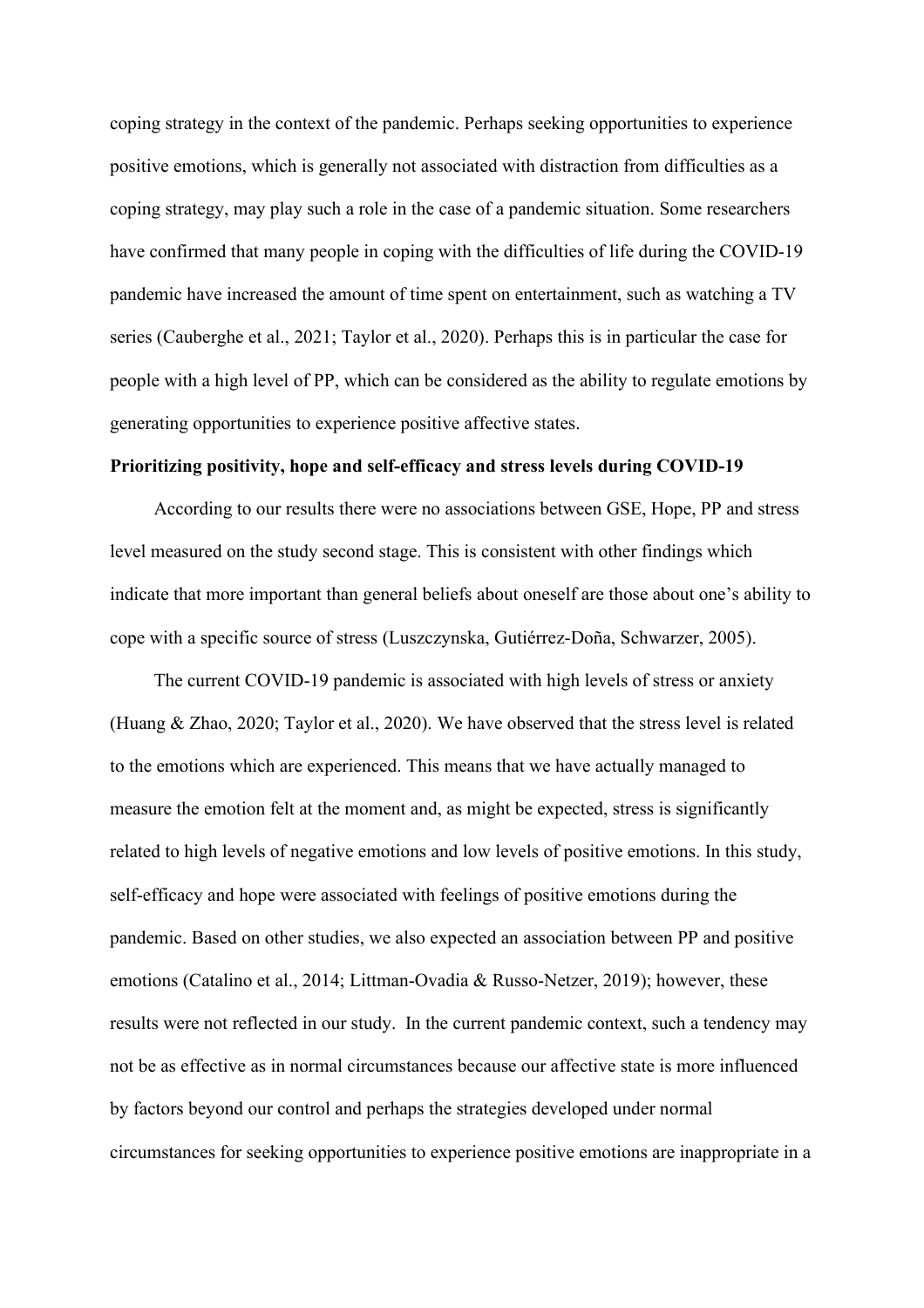coping strategy in the context of the pandemic. Perhaps seeking opportunities to experience positive emotions, which is generally not associated with distraction from difficulties as a coping strategy, may play such a role in the case of a pandemic situation. Some researchers have confirmed that many people in coping with the difficulties of life during the COVID-19 pandemic have increased the amount of time spent on entertainment, such as watching a TV series (Cauberghe et al., 2021; Taylor et al., 2020). Perhaps this is in particular the case for people with a high level of PP, which can be considered as the ability to regulate emotions by generating opportunities to experience positive affective states.

**Prioritizing positivity, hope and self-efficacy and stress levels during COVID-19**

According to our results there were no associations between GSE, Hope, PP and stress level measured on the study second stage. This is consistent with other findings which indicate that more important than general beliefs about oneself are those about one's ability to cope with a specific source of stress (Luszczynska, Gutiérrez-Doña, Schwarzer, 2005).

The current COVID-19 pandemic is associated with high levels of stress or anxiety (Huang & Zhao, 2020; Taylor et al., 2020). We have observed that the stress level is related to the emotions which are experienced. This means that we have actually managed to measure the emotion felt at the moment and, as might be expected, stress is significantly related to high levels of negative emotions and low levels of positive emotions. In this study, self-efficacy and hope were associated with feelings of positive emotions during the pandemic. Based on other studies, we also expected an association between PP and positive emotions (Catalino et al., 2014; Littman-Ovadia & Russo-Netzer, 2019); however, these results were not reflected in our study. In the current pandemic context, such a tendency may not be as effective as in normal circumstances because our affective state is more influenced by factors beyond our control and perhaps the strategies developed under normal circumstances for seeking opportunities to experience positive emotions are inappropriate in a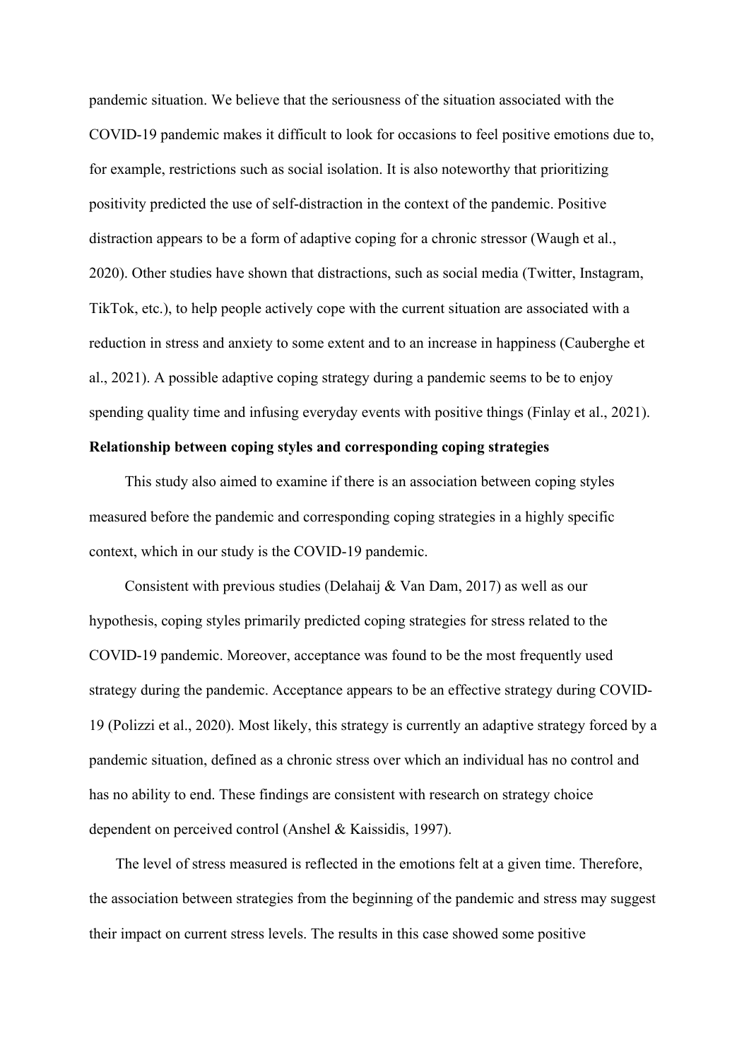pandemic situation. We believe that the seriousness of the situation associated with the COVID-19 pandemic makes it difficult to look for occasions to feel positive emotions due to, for example, restrictions such as social isolation. It is also noteworthy that prioritizing positivity predicted the use of self-distraction in the context of the pandemic. Positive distraction appears to be a form of adaptive coping for a chronic stressor (Waugh et al., 2020). Other studies have shown that distractions, such as social media (Twitter, Instagram, TikTok, etc.), to help people actively cope with the current situation are associated with a reduction in stress and anxiety to some extent and to an increase in happiness (Cauberghe et al., 2021). A possible adaptive coping strategy during a pandemic seems to be to enjoy spending quality time and infusing everyday events with positive things (Finlay et al., 2021).

**Relationship between coping styles and corresponding coping strategies**

This study also aimed to examine if there is an association between coping styles measured before the pandemic and corresponding coping strategies in a highly specific context, which in our study is the COVID-19 pandemic.

Consistent with previous studies (Delahaij & Van Dam, 2017) as well as our hypothesis, coping styles primarily predicted coping strategies for stress related to the COVID-19 pandemic. Moreover, acceptance was found to be the most frequently used strategy during the pandemic. Acceptance appears to be an effective strategy during COVID-19 (Polizzi et al., 2020). Most likely, this strategy is currently an adaptive strategy forced by a pandemic situation, defined as a chronic stress over which an individual has no control and has no ability to end. These findings are consistent with research on strategy choice dependent on perceived control (Anshel & Kaissidis, 1997).

The level of stress measured is reflected in the emotions felt at a given time. Therefore, the association between strategies from the beginning of the pandemic and stress may suggest their impact on current stress levels. The results in this case showed some positive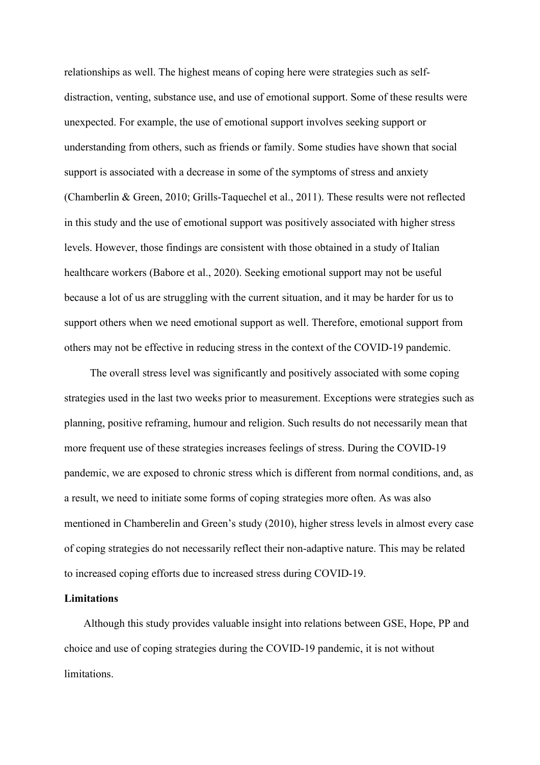relationships as well. The highest means of coping here were strategies such as self-distraction, venting, substance use, and use of emotional support. Some of these results were unexpected. For example, the use of emotional support involves seeking support or understanding from others, such as friends or family. Some studies have shown that social support is associated with a decrease in some of the symptoms of stress and anxiety (Chamberlin & Green, 2010; Grills-Taquechel et al., 2011). These results were not reflected in this study and the use of emotional support was positively associated with higher stress levels. However, those findings are consistent with those obtained in a study of Italian healthcare workers (Babore et al., 2020). Seeking emotional support may not be useful because a lot of us are struggling with the current situation, and it may be harder for us to support others when we need emotional support as well. Therefore, emotional support from others may not be effective in reducing stress in the context of the COVID-19 pandemic.

The overall stress level was significantly and positively associated with some coping strategies used in the last two weeks prior to measurement. Exceptions were strategies such as planning, positive reframing, humour and religion. Such results do not necessarily mean that more frequent use of these strategies increases feelings of stress. During the COVID-19 pandemic, we are exposed to chronic stress which is different from normal conditions, and, as a result, we need to initiate some forms of coping strategies more often. As was also mentioned in Chamberelin and Green's study (2010), higher stress levels in almost every case of coping strategies do not necessarily reflect their non-adaptive nature. This may be related to increased coping efforts due to increased stress during COVID-19.

**Limitations**

Although this study provides valuable insight into relations between GSE, Hope, PP and choice and use of coping strategies during the COVID-19 pandemic, it is not without limitations.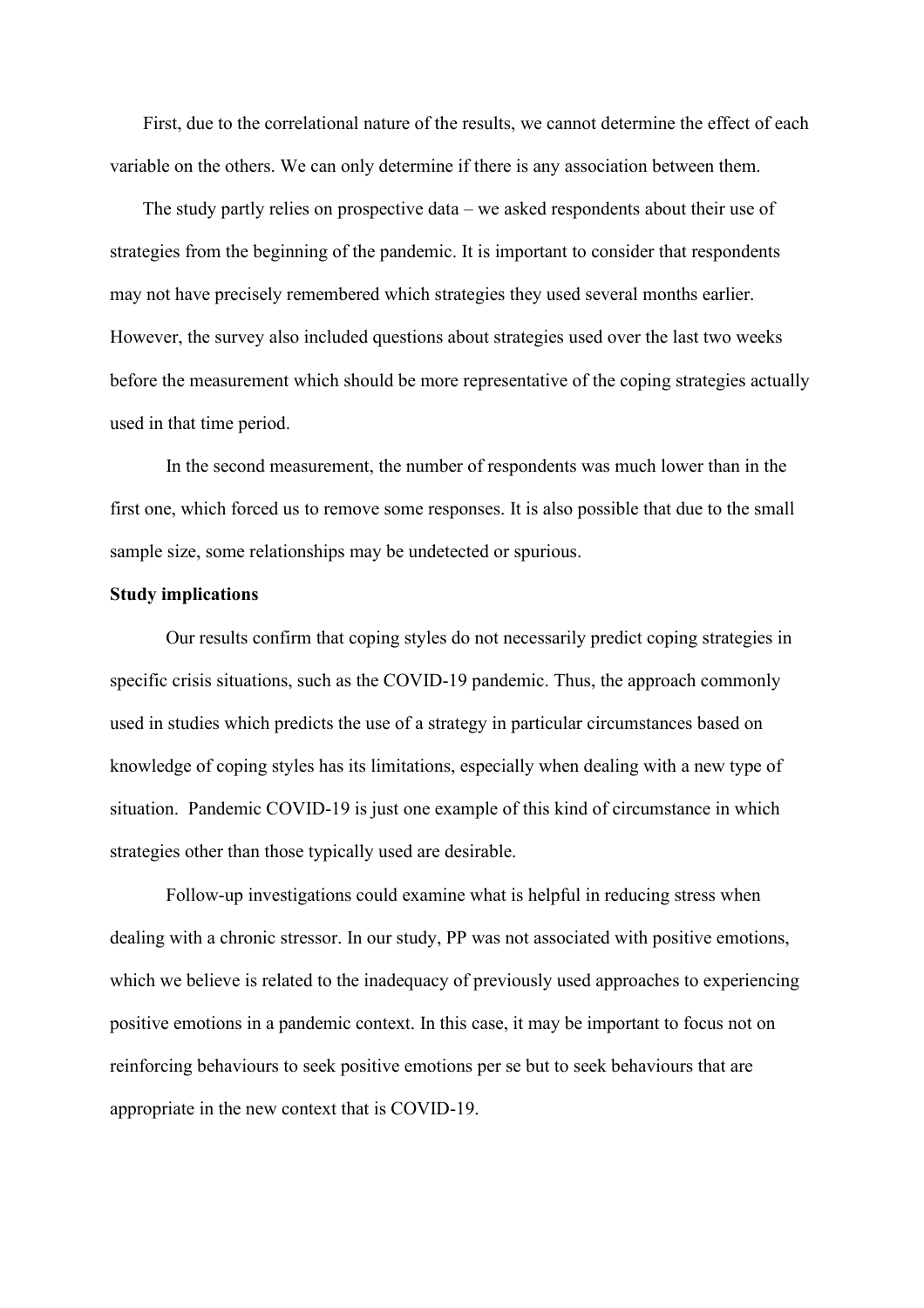First, due to the correlational nature of the results, we cannot determine the effect of each variable on the others. We can only determine if there is any association between them.

The study partly relies on prospective data – we asked respondents about their use of strategies from the beginning of the pandemic. It is important to consider that respondents may not have precisely remembered which strategies they used several months earlier. However, the survey also included questions about strategies used over the last two weeks before the measurement which should be more representative of the coping strategies actually used in that time period.

In the second measurement, the number of respondents was much lower than in the first one, which forced us to remove some responses. It is also possible that due to the small sample size, some relationships may be undetected or spurious.

**Study implications**

Our results confirm that coping styles do not necessarily predict coping strategies in specific crisis situations, such as the COVID-19 pandemic. Thus, the approach commonly used in studies which predicts the use of a strategy in particular circumstances based on knowledge of coping styles has its limitations, especially when dealing with a new type of situation. Pandemic COVID-19 is just one example of this kind of circumstance in which strategies other than those typically used are desirable.

Follow-up investigations could examine what is helpful in reducing stress when dealing with a chronic stressor. In our study, PP was not associated with positive emotions, which we believe is related to the inadequacy of previously used approaches to experiencing positive emotions in a pandemic context. In this case, it may be important to focus not on reinforcing behaviours to seek positive emotions per se but to seek behaviours that are appropriate in the new context that is COVID-19.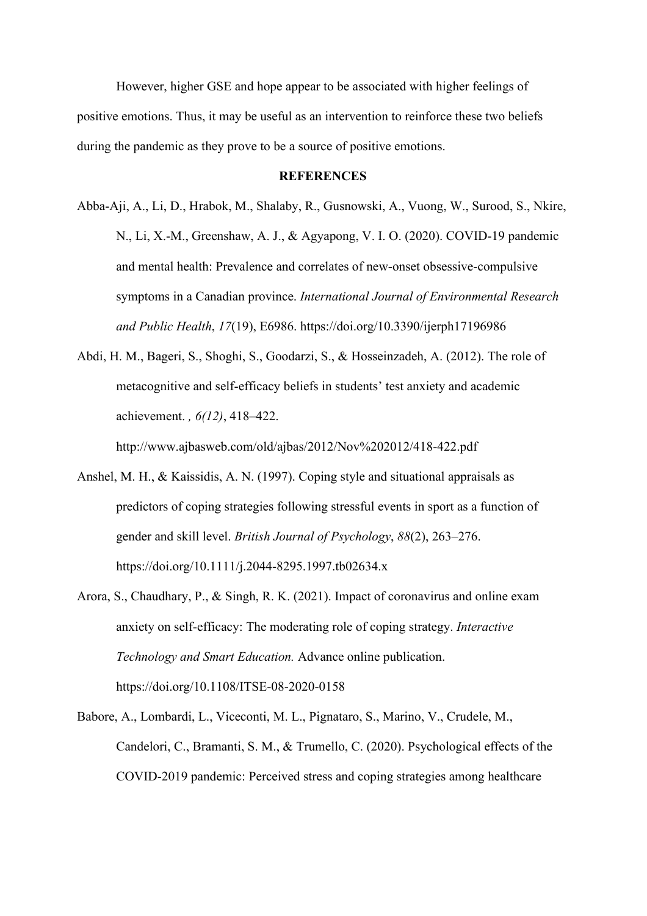However, higher GSE and hope appear to be associated with higher feelings of positive emotions. Thus, it may be useful as an intervention to reinforce these two beliefs during the pandemic as they prove to be a source of positive emotions.

## REFERENCES

Abba-Aji, A., Li, D., Hrabok, M., Shalaby, R., Gusnowski, A., Vuong, W., Surood, S., Nkire, N., Li, X.-M., Greenshaw, A. J., & Agyapong, V. I. O. (2020). COVID-19 pandemic and mental health: Prevalence and correlates of new-onset obsessive-compulsive symptoms in a Canadian province. *International Journal of Environmental Research and Public Health*, *17*(19), E6986. https://doi.org/10.3390/ijerph17196986

Abdi, H. M., Bageri, S., Shoghi, S., Goodarzi, S., & Hosseinzadeh, A. (2012). The role of metacognitive and self-efficacy beliefs in students' test anxiety and academic achievement. *, 6(12)*, 418–422. http://www.ajbasweb.com/old/ajbas/2012/Nov%202012/418-422.pdf

Anshel, M. H., & Kaissidis, A. N. (1997). Coping style and situational appraisals as predictors of coping strategies following stressful events in sport as a function of gender and skill level. *British Journal of Psychology*, *88*(2), 263–276. https://doi.org/10.1111/j.2044-8295.1997.tb02634.x

Arora, S., Chaudhary, P., & Singh, R. K. (2021). Impact of coronavirus and online exam anxiety on self-efficacy: The moderating role of coping strategy. *Interactive Technology and Smart Education.* Advance online publication. https://doi.org/10.1108/ITSE-08-2020-0158

Babore, A., Lombardi, L., Viceconti, M. L., Pignataro, S., Marino, V., Crudele, M., Candelori, C., Bramanti, S. M., & Trumello, C. (2020). Psychological effects of the COVID-2019 pandemic: Perceived stress and coping strategies among healthcare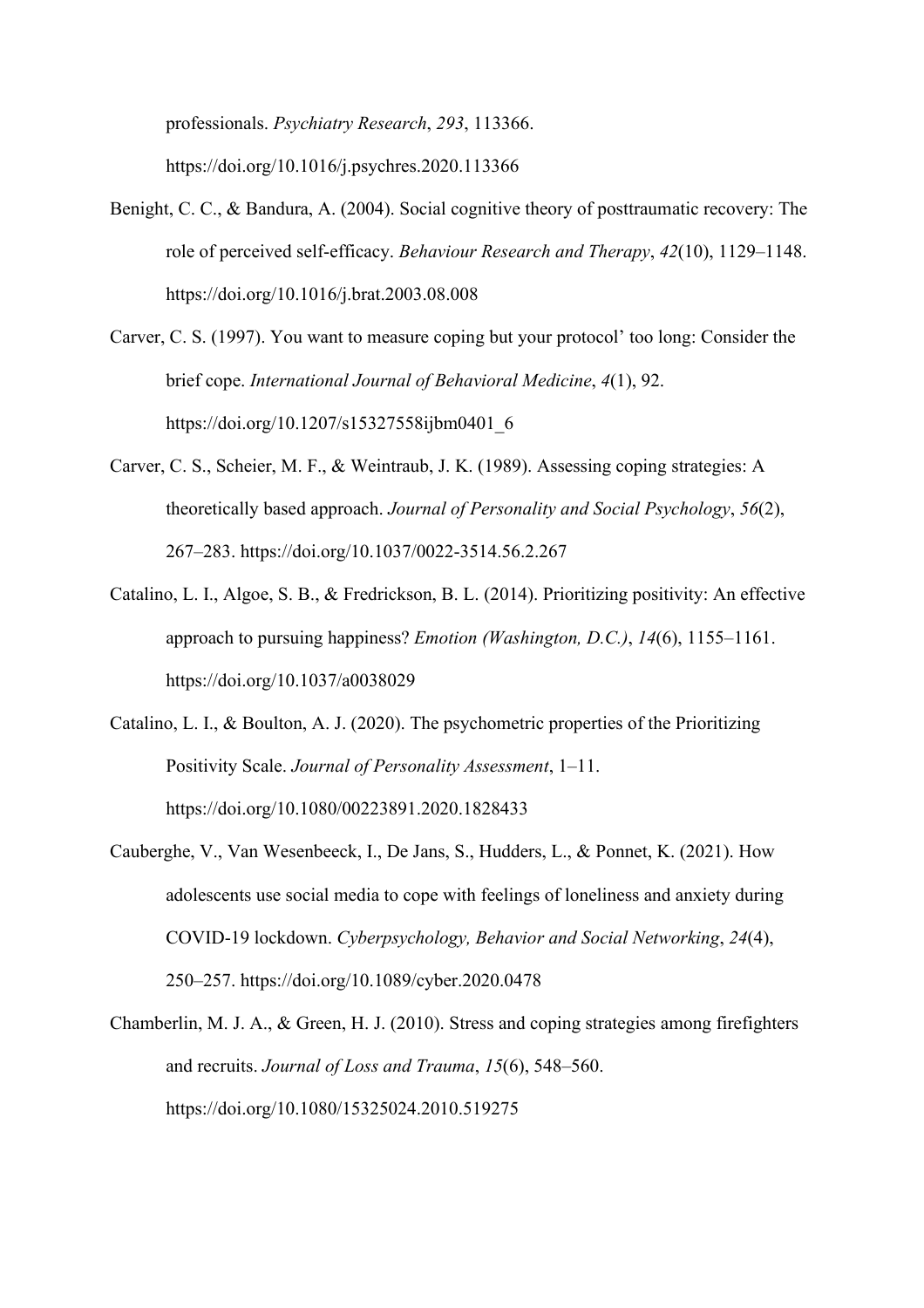professionals. *Psychiatry Research*, *293*, 113366. https://doi.org/10.1016/j.psychres.2020.113366

Benight, C. C., & Bandura, A. (2004). Social cognitive theory of posttraumatic recovery: The role of perceived self-efficacy. *Behaviour Research and Therapy*, *42*(10), 1129–1148. https://doi.org/10.1016/j.brat.2003.08.008

Carver, C. S. (1997). You want to measure coping but your protocol' too long: Consider the brief cope. *International Journal of Behavioral Medicine*, *4*(1), 92. https://doi.org/10.1207/s15327558ijbm0401_6

Carver, C. S., Scheier, M. F., & Weintraub, J. K. (1989). Assessing coping strategies: A theoretically based approach. *Journal of Personality and Social Psychology*, *56*(2), 267–283. https://doi.org/10.1037/0022-3514.56.2.267

Catalino, L. I., Algoe, S. B., & Fredrickson, B. L. (2014). Prioritizing positivity: An effective approach to pursuing happiness? *Emotion (Washington, D.C.)*, *14*(6), 1155–1161. https://doi.org/10.1037/a0038029

Catalino, L. I., & Boulton, A. J. (2020). The psychometric properties of the Prioritizing Positivity Scale. *Journal of Personality Assessment*, 1–11. https://doi.org/10.1080/00223891.2020.1828433

Cauberghe, V., Van Wesenbeeck, I., De Jans, S., Hudders, L., & Ponnet, K. (2021). How adolescents use social media to cope with feelings of loneliness and anxiety during COVID-19 lockdown. *Cyberpsychology, Behavior and Social Networking*, *24*(4), 250–257. https://doi.org/10.1089/cyber.2020.0478

Chamberlin, M. J. A., & Green, H. J. (2010). Stress and coping strategies among firefighters and recruits. *Journal of Loss and Trauma*, *15*(6), 548–560. https://doi.org/10.1080/15325024.2010.519275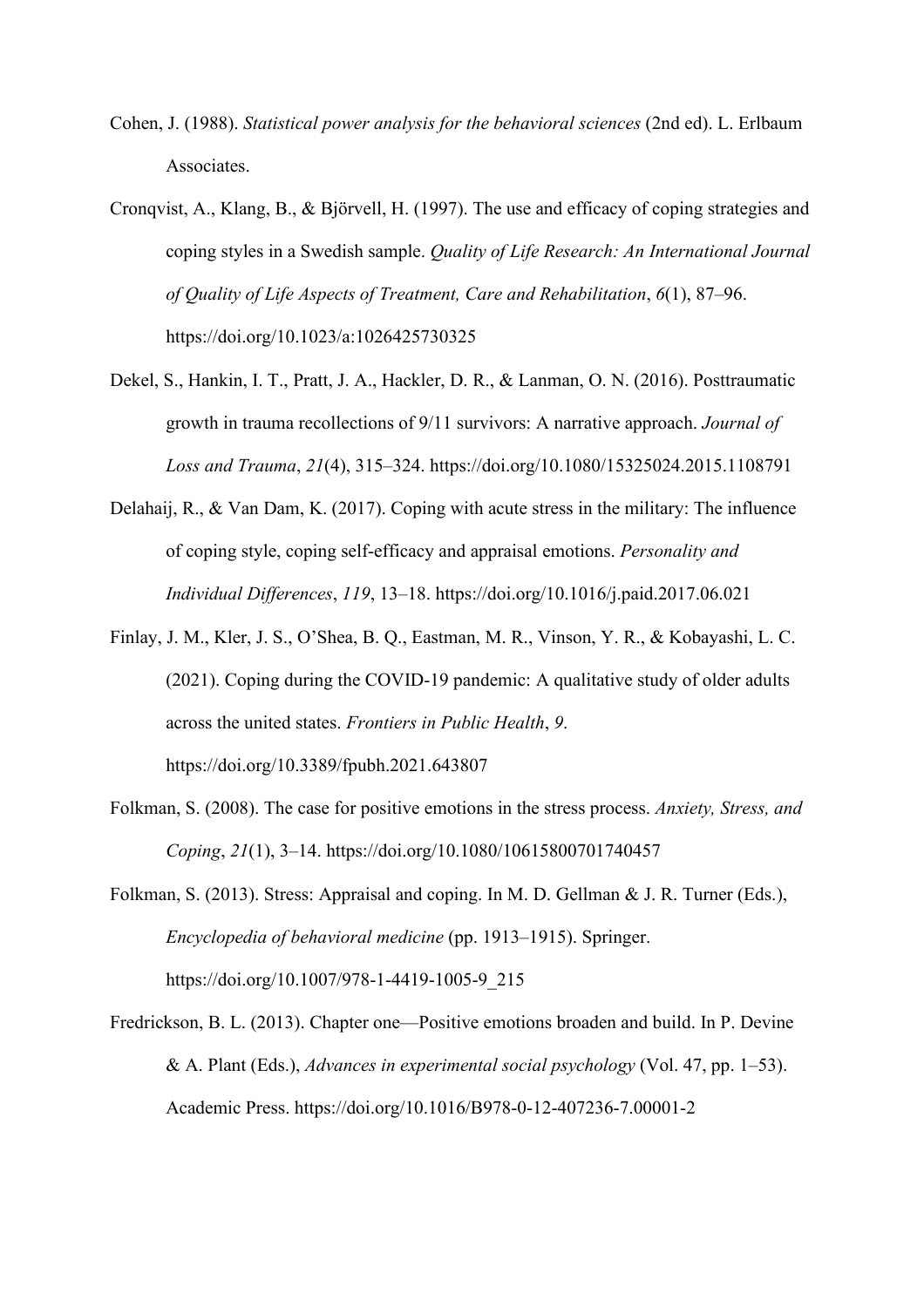Cohen, J. (1988). *Statistical power analysis for the behavioral sciences* (2nd ed). L. Erlbaum Associates.

Cronqvist, A., Klang, B., & Björvell, H. (1997). The use and efficacy of coping strategies and coping styles in a Swedish sample. *Quality of Life Research: An International Journal of Quality of Life Aspects of Treatment, Care and Rehabilitation*, *6*(1), 87–96. https://doi.org/10.1023/a:1026425730325

Dekel, S., Hankin, I. T., Pratt, J. A., Hackler, D. R., & Lanman, O. N. (2016). Posttraumatic growth in trauma recollections of 9/11 survivors: A narrative approach. *Journal of Loss and Trauma*, *21*(4), 315–324. https://doi.org/10.1080/15325024.2015.1108791

Delahaij, R., & Van Dam, K. (2017). Coping with acute stress in the military: The influence of coping style, coping self-efficacy and appraisal emotions. *Personality and Individual Differences*, *119*, 13–18. https://doi.org/10.1016/j.paid.2017.06.021

Finlay, J. M., Kler, J. S., O'Shea, B. Q., Eastman, M. R., Vinson, Y. R., & Kobayashi, L. C. (2021). Coping during the COVID-19 pandemic: A qualitative study of older adults across the united states. *Frontiers in Public Health*, *9*. https://doi.org/10.3389/fpubh.2021.643807

Folkman, S. (2008). The case for positive emotions in the stress process. *Anxiety, Stress, and Coping*, *21*(1), 3–14. https://doi.org/10.1080/10615800701740457

Folkman, S. (2013). Stress: Appraisal and coping. In M. D. Gellman & J. R. Turner (Eds.), *Encyclopedia of behavioral medicine* (pp. 1913–1915). Springer. https://doi.org/10.1007/978-1-4419-1005-9_215

Fredrickson, B. L. (2013). Chapter one—Positive emotions broaden and build. In P. Devine & A. Plant (Eds.), *Advances in experimental social psychology* (Vol. 47, pp. 1–53). Academic Press. https://doi.org/10.1016/B978-0-12-407236-7.00001-2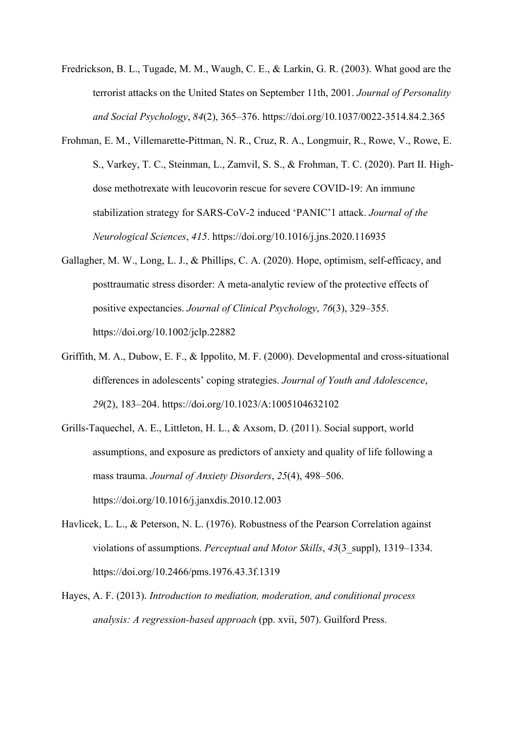Fredrickson, B. L., Tugade, M. M., Waugh, C. E., & Larkin, G. R. (2003). What good are the terrorist attacks on the United States on September 11th, 2001. *Journal of Personality and Social Psychology*, *84*(2), 365–376. https://doi.org/10.1037/0022-3514.84.2.365

Frohman, E. M., Villemarette-Pittman, N. R., Cruz, R. A., Longmuir, R., Rowe, V., Rowe, E. S., Varkey, T. C., Steinman, L., Zamvil, S. S., & Frohman, T. C. (2020). Part II. High-dose methotrexate with leucovorin rescue for severe COVID-19: An immune stabilization strategy for SARS-CoV-2 induced 'PANIC'1 attack. *Journal of the Neurological Sciences*, *415*. https://doi.org/10.1016/j.jns.2020.116935

Gallagher, M. W., Long, L. J., & Phillips, C. A. (2020). Hope, optimism, self-efficacy, and posttraumatic stress disorder: A meta-analytic review of the protective effects of positive expectancies. *Journal of Clinical Psychology*, *76*(3), 329–355. https://doi.org/10.1002/jclp.22882

Griffith, M. A., Dubow, E. F., & Ippolito, M. F. (2000). Developmental and cross-situational differences in adolescents' coping strategies. *Journal of Youth and Adolescence*, *29*(2), 183–204. https://doi.org/10.1023/A:1005104632102

Grills-Taquechel, A. E., Littleton, H. L., & Axsom, D. (2011). Social support, world assumptions, and exposure as predictors of anxiety and quality of life following a mass trauma. *Journal of Anxiety Disorders*, *25*(4), 498–506. https://doi.org/10.1016/j.janxdis.2010.12.003

Havlicek, L. L., & Peterson, N. L. (1976). Robustness of the Pearson Correlation against violations of assumptions. *Perceptual and Motor Skills*, *43*(3_suppl), 1319–1334. https://doi.org/10.2466/pms.1976.43.3f.1319

Hayes, A. F. (2013). *Introduction to mediation, moderation, and conditional process analysis: A regression-based approach* (pp. xvii, 507). Guilford Press.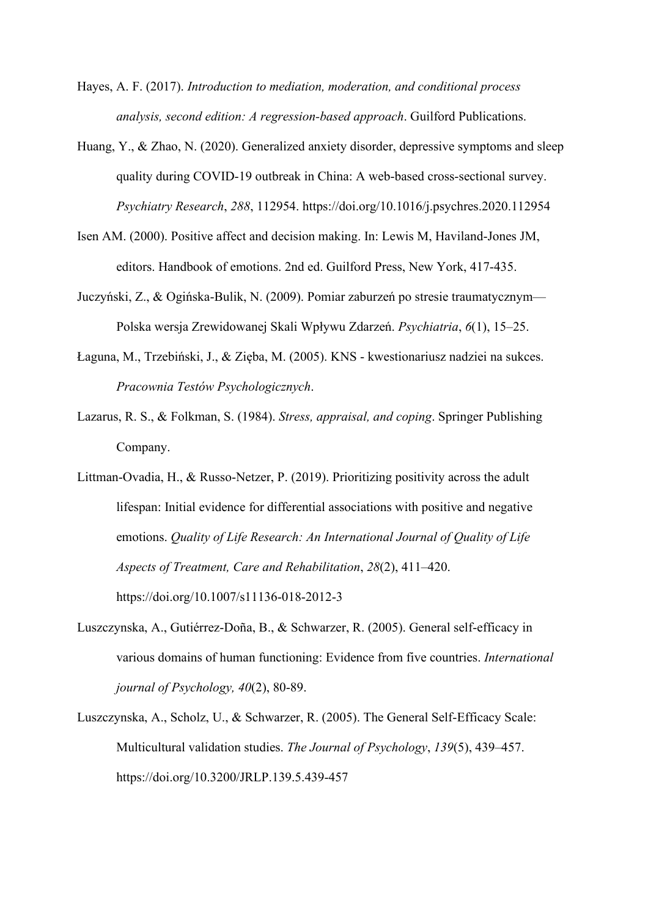Hayes, A. F. (2017). *Introduction to mediation, moderation, and conditional process analysis, second edition: A regression-based approach*. Guilford Publications.

Huang, Y., & Zhao, N. (2020). Generalized anxiety disorder, depressive symptoms and sleep quality during COVID-19 outbreak in China: A web-based cross-sectional survey. *Psychiatry Research*, *288*, 112954. https://doi.org/10.1016/j.psychres.2020.112954

Isen AM. (2000). Positive affect and decision making. In: Lewis M, Haviland-Jones JM, editors. Handbook of emotions. 2nd ed. Guilford Press, New York, 417-435.

Juczyński, Z., & Ogińska-Bulik, N. (2009). Pomiar zaburzeń po stresie traumatycznym—Polska wersja Zrewidowanej Skali Wpływu Zdarzeń. *Psychiatria*, *6*(1), 15–25.

Łaguna, M., Trzebiński, J., & Zięba, M. (2005). KNS - kwestionariusz nadziei na sukces. *Pracownia Testów Psychologicznych*.

Lazarus, R. S., & Folkman, S. (1984). *Stress, appraisal, and coping*. Springer Publishing Company.

Littman-Ovadia, H., & Russo-Netzer, P. (2019). Prioritizing positivity across the adult lifespan: Initial evidence for differential associations with positive and negative emotions. *Quality of Life Research: An International Journal of Quality of Life Aspects of Treatment, Care and Rehabilitation*, *28*(2), 411–420. https://doi.org/10.1007/s11136-018-2012-3

Luszczynska, A., Gutiérrez-Doña, B., & Schwarzer, R. (2005). General self-efficacy in various domains of human functioning: Evidence from five countries. *International journal of Psychology, 40*(2), 80-89.

Luszczynska, A., Scholz, U., & Schwarzer, R. (2005). The General Self-Efficacy Scale: Multicultural validation studies. *The Journal of Psychology*, *139*(5), 439–457. https://doi.org/10.3200/JRLP.139.5.439-457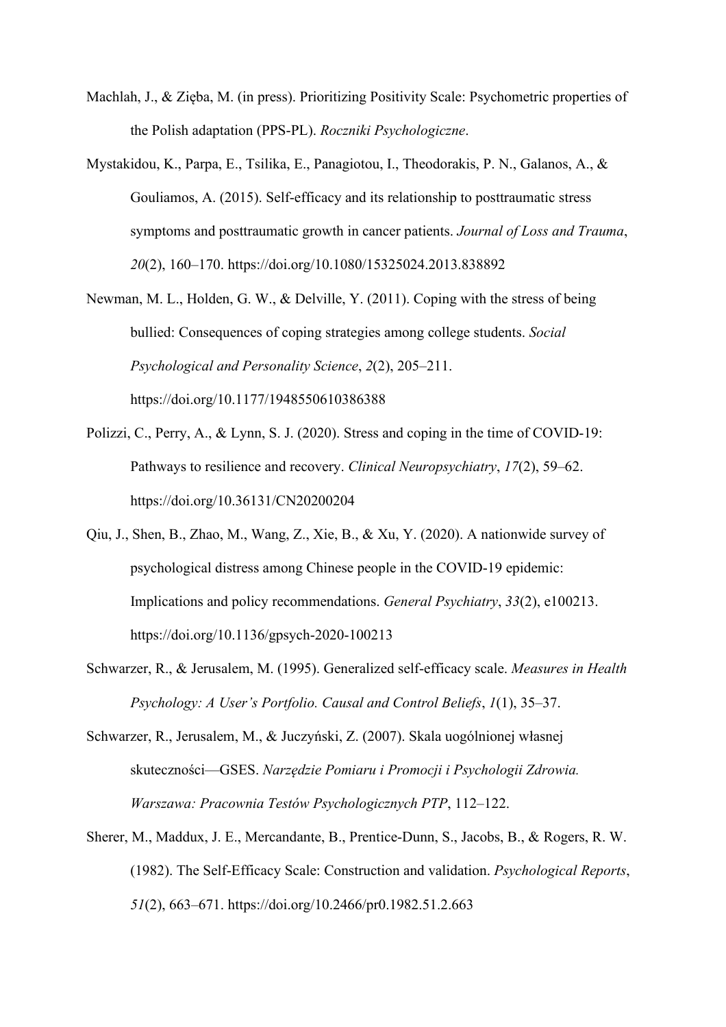Machlah, J., & Zięba, M. (in press). Prioritizing Positivity Scale: Psychometric properties of the Polish adaptation (PPS-PL). *Roczniki Psychologiczne*.

Mystakidou, K., Parpa, E., Tsilika, E., Panagiotou, I., Theodorakis, P. N., Galanos, A., & Gouliamos, A. (2015). Self-efficacy and its relationship to posttraumatic stress symptoms and posttraumatic growth in cancer patients. *Journal of Loss and Trauma*, *20*(2), 160–170. https://doi.org/10.1080/15325024.2013.838892

Newman, M. L., Holden, G. W., & Delville, Y. (2011). Coping with the stress of being bullied: Consequences of coping strategies among college students. *Social Psychological and Personality Science*, *2*(2), 205–211. https://doi.org/10.1177/1948550610386388

Polizzi, C., Perry, A., & Lynn, S. J. (2020). Stress and coping in the time of COVID-19: Pathways to resilience and recovery. *Clinical Neuropsychiatry*, *17*(2), 59–62. https://doi.org/10.36131/CN20200204

Qiu, J., Shen, B., Zhao, M., Wang, Z., Xie, B., & Xu, Y. (2020). A nationwide survey of psychological distress among Chinese people in the COVID-19 epidemic: Implications and policy recommendations. *General Psychiatry*, *33*(2), e100213. https://doi.org/10.1136/gpsych-2020-100213

Schwarzer, R., & Jerusalem, M. (1995). Generalized self-efficacy scale. *Measures in Health Psychology: A User's Portfolio. Causal and Control Beliefs*, *1*(1), 35–37.

Schwarzer, R., Jerusalem, M., & Juczyński, Z. (2007). Skala uogólnionej własnej skuteczności—GSES. *Narzędzie Pomiaru i Promocji i Psychologii Zdrowia. Warszawa: Pracownia Testów Psychologicznych PTP*, 112–122.

Sherer, M., Maddux, J. E., Mercandante, B., Prentice-Dunn, S., Jacobs, B., & Rogers, R. W. (1982). The Self-Efficacy Scale: Construction and validation. *Psychological Reports*, *51*(2), 663–671. https://doi.org/10.2466/pr0.1982.51.2.663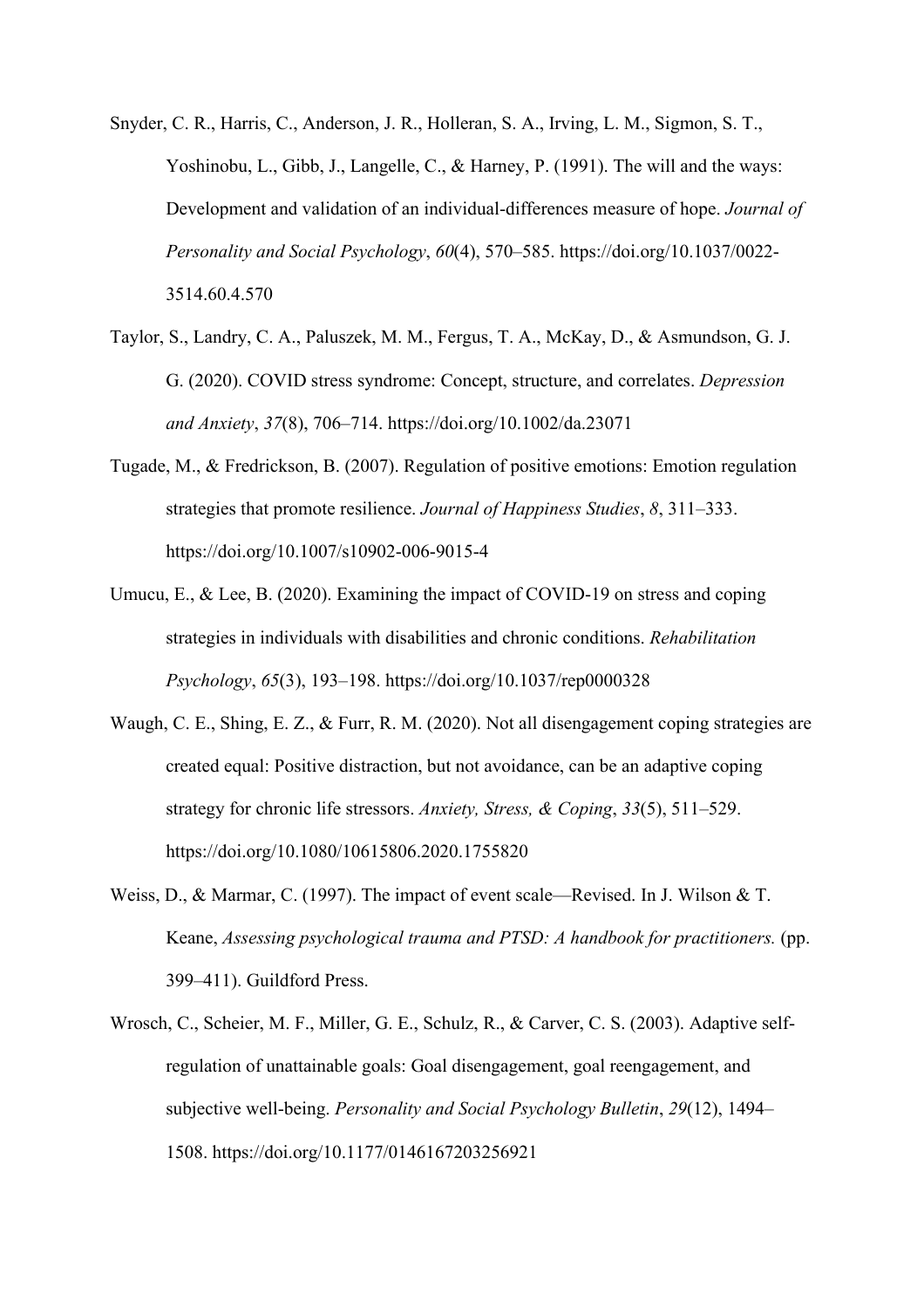Snyder, C. R., Harris, C., Anderson, J. R., Holleran, S. A., Irving, L. M., Sigmon, S. T., Yoshinobu, L., Gibb, J., Langelle, C., & Harney, P. (1991). The will and the ways: Development and validation of an individual-differences measure of hope. *Journal of Personality and Social Psychology*, *60*(4), 570–585. https://doi.org/10.1037/0022-3514.60.4.570

Taylor, S., Landry, C. A., Paluszek, M. M., Fergus, T. A., McKay, D., & Asmundson, G. J. G. (2020). COVID stress syndrome: Concept, structure, and correlates. *Depression and Anxiety*, *37*(8), 706–714. https://doi.org/10.1002/da.23071

Tugade, M., & Fredrickson, B. (2007). Regulation of positive emotions: Emotion regulation strategies that promote resilience. *Journal of Happiness Studies*, *8*, 311–333. https://doi.org/10.1007/s10902-006-9015-4

Umucu, E., & Lee, B. (2020). Examining the impact of COVID-19 on stress and coping strategies in individuals with disabilities and chronic conditions. *Rehabilitation Psychology*, *65*(3), 193–198. https://doi.org/10.1037/rep0000328

Waugh, C. E., Shing, E. Z., & Furr, R. M. (2020). Not all disengagement coping strategies are created equal: Positive distraction, but not avoidance, can be an adaptive coping strategy for chronic life stressors. *Anxiety, Stress, & Coping*, *33*(5), 511–529. https://doi.org/10.1080/10615806.2020.1755820

Weiss, D., & Marmar, C. (1997). The impact of event scale—Revised. In J. Wilson & T. Keane, *Assessing psychological trauma and PTSD: A handbook for practitioners.* (pp. 399–411). Guildford Press.

Wrosch, C., Scheier, M. F., Miller, G. E., Schulz, R., & Carver, C. S. (2003). Adaptive self-regulation of unattainable goals: Goal disengagement, goal reengagement, and subjective well-being. *Personality and Social Psychology Bulletin*, *29*(12), 1494–1508. https://doi.org/10.1177/0146167203256921